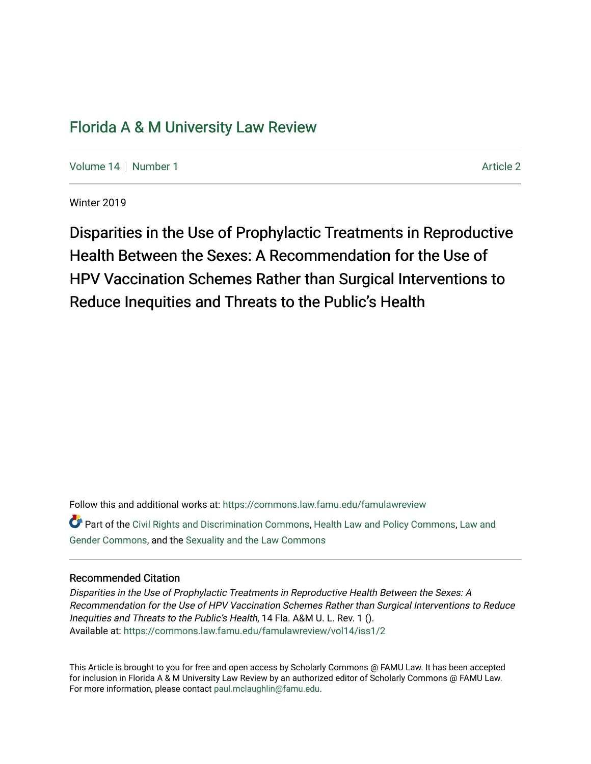# Florida A & M University Law Review

Volume 14 | Number 1 Article 2

Winter 2019

# Disparities in the Use of Prophylactic Treatments in Reproductive Health Between the Sexes: A Recommendation for the Use of HPV Vaccination Schemes Rather than Surgical Interventions to Reduce Inequities and Threats to the Public's Health

Follow this and additional works at: https://commons.law.famu.edu/famulawreview

Part of the Civil Rights and Discrimination Commons, Health Law and Policy Commons, Law and Gender Commons, and the Sexuality and the Law Commons

## Recommended Citation

*Disparities in the Use of Prophylactic Treatments in Reproductive Health Between the Sexes: A Recommendation for the Use of HPV Vaccination Schemes Rather than Surgical Interventions to Reduce Inequities and Threats to the Public's Health*, 14 Fla. A&M U. L. Rev. 1 ().
Available at: https://commons.law.famu.edu/famulawreview/vol14/iss1/2

This Article is brought to you for free and open access by Scholarly Commons @ FAMU Law. It has been accepted for inclusion in Florida A & M University Law Review by an authorized editor of Scholarly Commons @ FAMU Law. For more information, please contact paul.mclaughlin@famu.edu.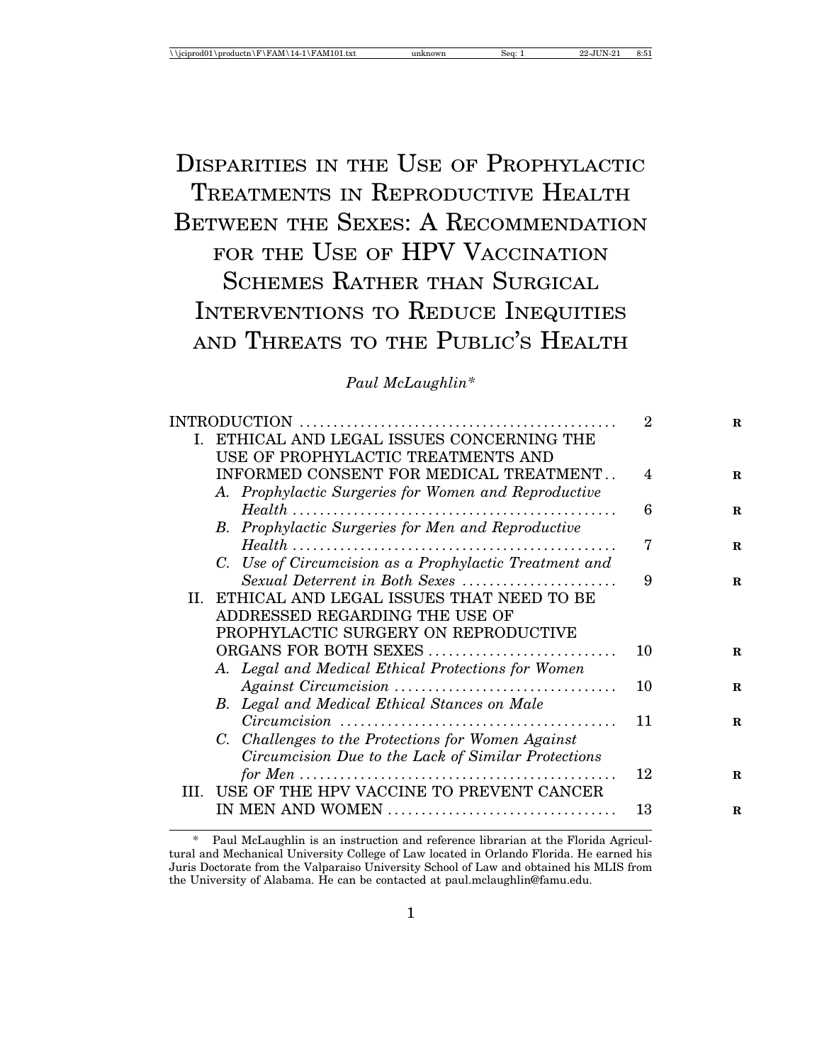# Disparities in the Use of Prophylactic Treatments in Reproductive Health Between the Sexes: A Recommendation for the Use of HPV Vaccination Schemes Rather than Surgical Interventions to Reduce Inequities and Threats to the Public's Health

*Paul McLaughlin**

INTRODUCTION .............................................. 2

I. ETHICAL AND LEGAL ISSUES CONCERNING THE USE OF PROPHYLACTIC TREATMENTS AND INFORMED CONSENT FOR MEDICAL TREATMENT .. 4

*A. Prophylactic Surgeries for Women and Reproductive Health* ............................................... 6

*B. Prophylactic Surgeries for Men and Reproductive Health* ............................................... 7

*C. Use of Circumcision as a Prophylactic Treatment and Sexual Deterrent in Both Sexes* ....................... 9

II. ETHICAL AND LEGAL ISSUES THAT NEED TO BE ADDRESSED REGARDING THE USE OF PROPHYLACTIC SURGERY ON REPRODUCTIVE ORGANS FOR BOTH SEXES ............................ 10

*A. Legal and Medical Ethical Protections for Women Against Circumcision* ................................ 10

*B. Legal and Medical Ethical Stances on Male Circumcision* ........................................ 11

*C. Challenges to the Protections for Women Against Circumcision Due to the Lack of Similar Protections for Men* ............................................. 12

III. USE OF THE HPV VACCINE TO PREVENT CANCER IN MEN AND WOMEN .................................. 13

---

\* Paul McLaughlin is an instruction and reference librarian at the Florida Agricultural and Mechanical University College of Law located in Orlando Florida. He earned his Juris Doctorate from the Valparaiso University School of Law and obtained his MLIS from the University of Alabama. He can be contacted at paul.mclaughlin@famu.edu.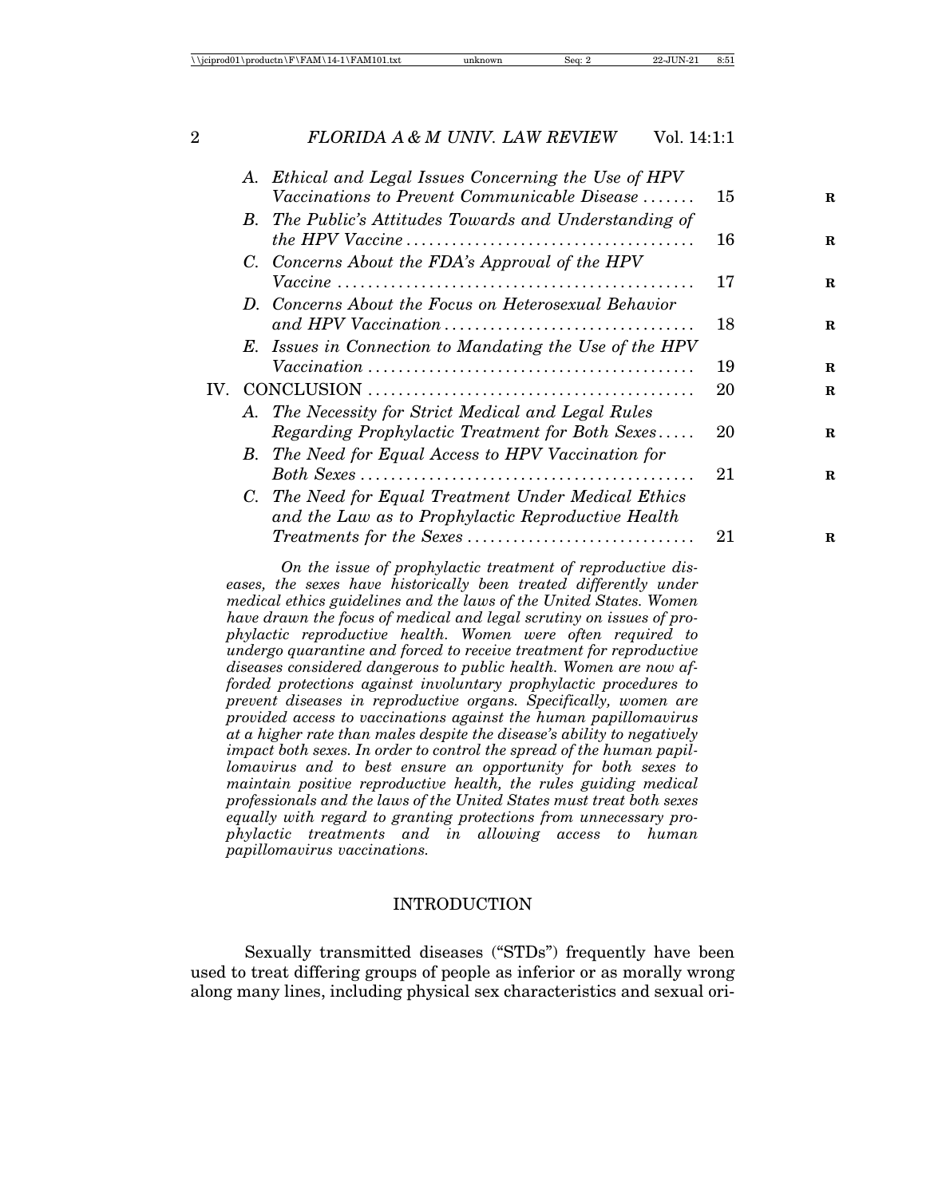A. *Ethical and Legal Issues Concerning the Use of HPV Vaccinations to Prevent Communicable Disease* ....... 15
B. *The Public's Attitudes Towards and Understanding of the HPV Vaccine* ....... 16
C. *Concerns About the FDA's Approval of the HPV Vaccine* ....... 17
D. *Concerns About the Focus on Heterosexual Behavior and HPV Vaccination* ....... 18
E. *Issues in Connection to Mandating the Use of the HPV Vaccination* ....... 19

IV. CONCLUSION ....... 20
A. *The Necessity for Strict Medical and Legal Rules Regarding Prophylactic Treatment for Both Sexes* ....... 20
B. *The Need for Equal Access to HPV Vaccination for Both Sexes* ....... 21
C. *The Need for Equal Treatment Under Medical Ethics and the Law as to Prophylactic Reproductive Health Treatments for the Sexes* ....... 21

*On the issue of prophylactic treatment of reproductive diseases, the sexes have historically been treated differently under medical ethics guidelines and the laws of the United States. Women have drawn the focus of medical and legal scrutiny on issues of prophylactic reproductive health. Women were often required to undergo quarantine and forced to receive treatment for reproductive diseases considered dangerous to public health. Women are now afforded protections against involuntary prophylactic procedures to prevent diseases in reproductive organs. Specifically, women are provided access to vaccinations against the human papillomavirus at a higher rate than males despite the disease's ability to negatively impact both sexes. In order to control the spread of the human papillomavirus and to best ensure an opportunity for both sexes to maintain positive reproductive health, the rules guiding medical professionals and the laws of the United States must treat both sexes equally with regard to granting protections from unnecessary prophylactic treatments and in allowing access to human papillomavirus vaccinations.*

## INTRODUCTION

Sexually transmitted diseases ("STDs") frequently have been used to treat differing groups of people as inferior or as morally wrong along many lines, including physical sex characteristics and sexual ori-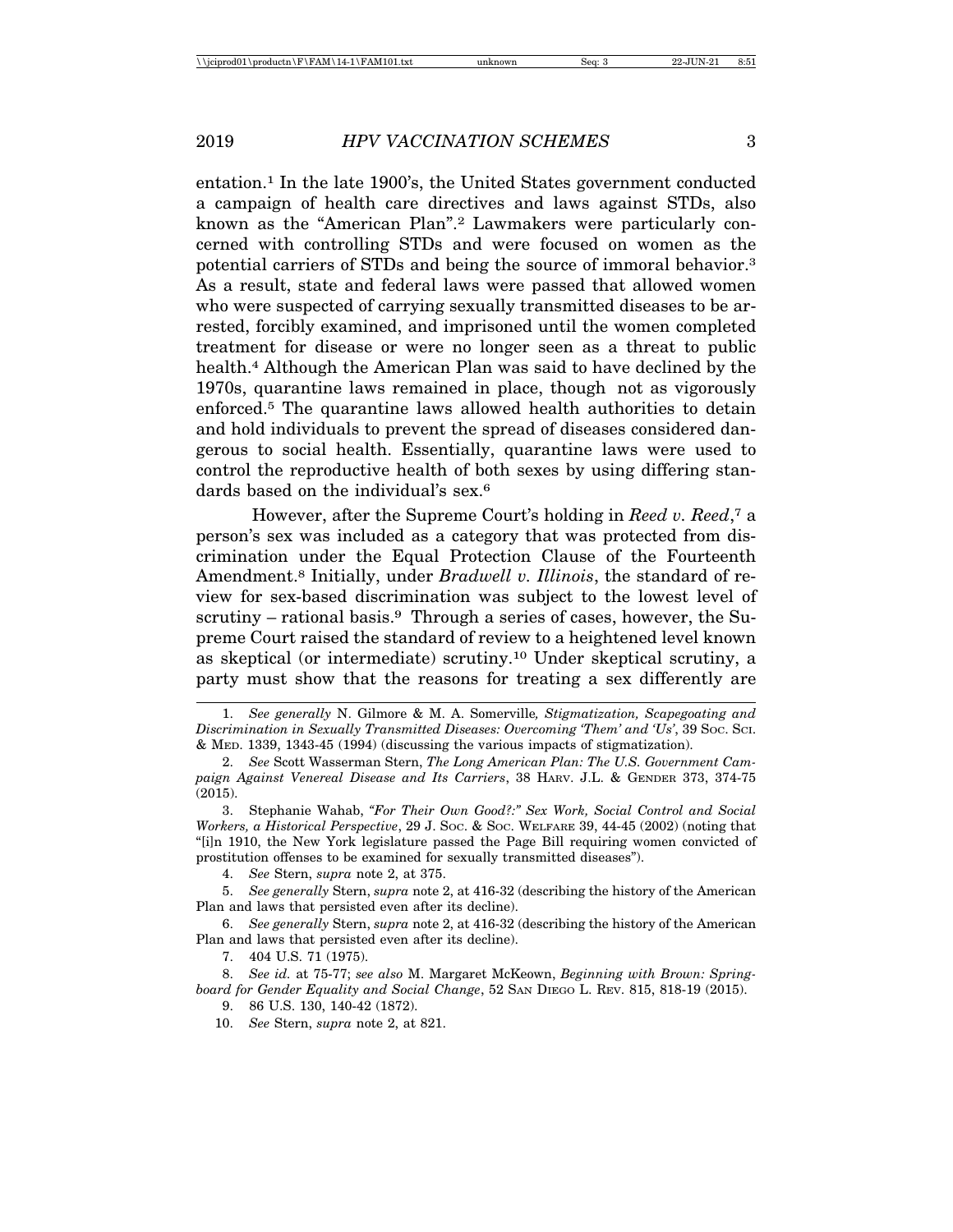entation.[1] In the late 1900's, the United States government conducted a campaign of health care directives and laws against STDs, also known as the "American Plan".[2] Lawmakers were particularly concerned with controlling STDs and were focused on women as the potential carriers of STDs and being the source of immoral behavior.[3] As a result, state and federal laws were passed that allowed women who were suspected of carrying sexually transmitted diseases to be arrested, forcibly examined, and imprisoned until the women completed treatment for disease or were no longer seen as a threat to public health.[4] Although the American Plan was said to have declined by the 1970s, quarantine laws remained in place, though not as vigorously enforced.[5] The quarantine laws allowed health authorities to detain and hold individuals to prevent the spread of diseases considered dangerous to social health. Essentially, quarantine laws were used to control the reproductive health of both sexes by using differing standards based on the individual's sex.[6]

However, after the Supreme Court's holding in *Reed v. Reed*,[7] a person's sex was included as a category that was protected from discrimination under the Equal Protection Clause of the Fourteenth Amendment.[8] Initially, under *Bradwell v. Illinois*, the standard of review for sex-based discrimination was subject to the lowest level of scrutiny – rational basis.[9] Through a series of cases, however, the Supreme Court raised the standard of review to a heightened level known as skeptical (or intermediate) scrutiny.[10] Under skeptical scrutiny, a party must show that the reasons for treating a sex differently are

---

1. *See generally* N. Gilmore & M. A. Somerville*, Stigmatization, Scapegoating and Discrimination in Sexually Transmitted Diseases: Overcoming 'Them' and 'Us'*, 39 SOC. SCI. & MED. 1339, 1343-45 (1994) (discussing the various impacts of stigmatization).

2. *See* Scott Wasserman Stern, *The Long American Plan: The U.S. Government Campaign Against Venereal Disease and Its Carriers*, 38 HARV. J.L. & GENDER 373, 374-75 (2015).

3. Stephanie Wahab, *"For Their Own Good?:" Sex Work, Social Control and Social Workers, a Historical Perspective*, 29 J. SOC. & SOC. WELFARE 39, 44-45 (2002) (noting that "[i]n 1910, the New York legislature passed the Page Bill requiring women convicted of prostitution offenses to be examined for sexually transmitted diseases").

4. *See* Stern, *supra* note 2, at 375.

5. *See generally* Stern, *supra* note 2, at 416-32 (describing the history of the American Plan and laws that persisted even after its decline).

6. *See generally* Stern, *supra* note 2, at 416-32 (describing the history of the American Plan and laws that persisted even after its decline).

7. 404 U.S. 71 (1975).

8. *See id.* at 75-77; *see also* M. Margaret McKeown, *Beginning with Brown: Springboard for Gender Equality and Social Change*, 52 SAN DIEGO L. REV. 815, 818-19 (2015).

9. 86 U.S. 130, 140-42 (1872).

10. *See* Stern, *supra* note 2, at 821.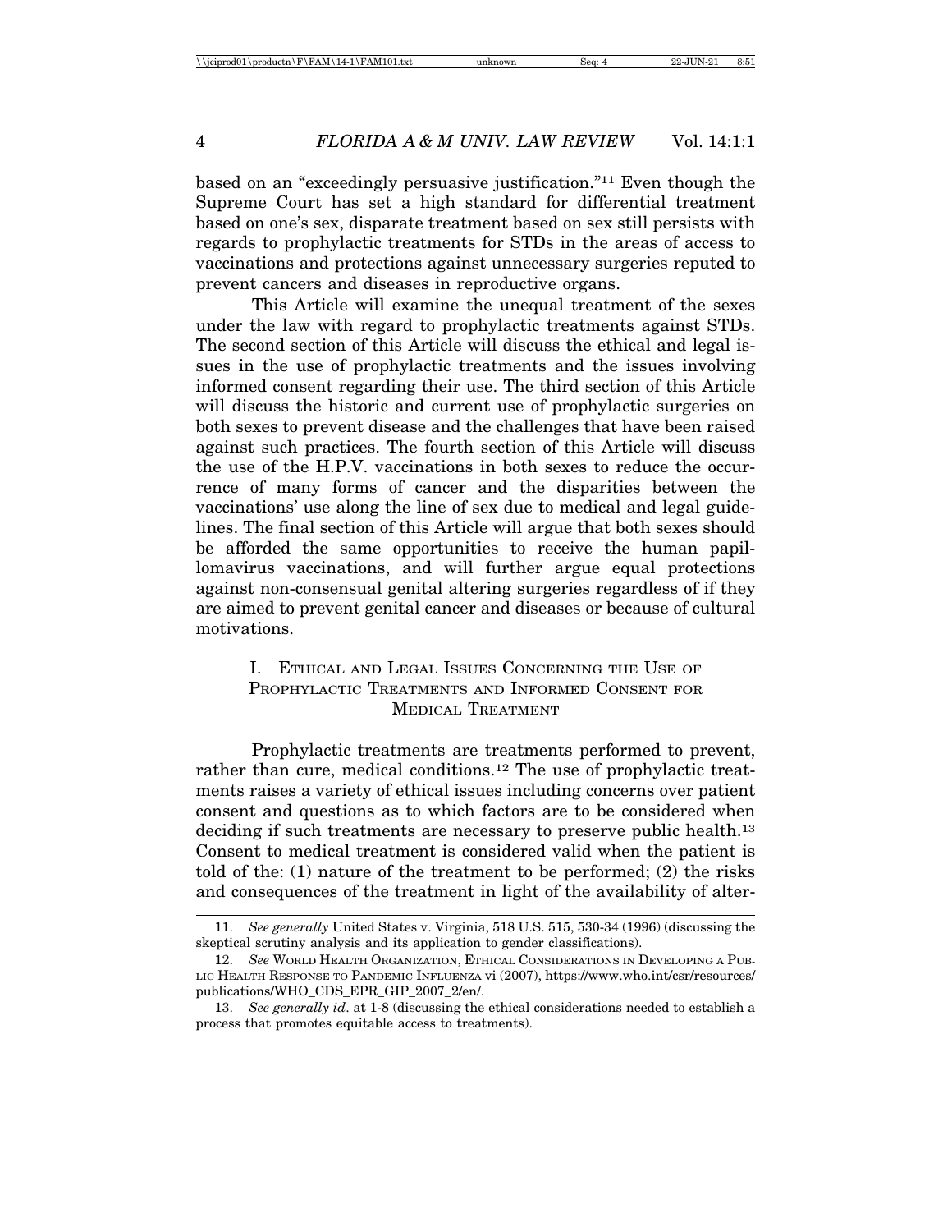based on an "exceedingly persuasive justification."[11] Even though the Supreme Court has set a high standard for differential treatment based on one's sex, disparate treatment based on sex still persists with regards to prophylactic treatments for STDs in the areas of access to vaccinations and protections against unnecessary surgeries reputed to prevent cancers and diseases in reproductive organs.

This Article will examine the unequal treatment of the sexes under the law with regard to prophylactic treatments against STDs. The second section of this Article will discuss the ethical and legal issues in the use of prophylactic treatments and the issues involving informed consent regarding their use. The third section of this Article will discuss the historic and current use of prophylactic surgeries on both sexes to prevent disease and the challenges that have been raised against such practices. The fourth section of this Article will discuss the use of the H.P.V. vaccinations in both sexes to reduce the occurrence of many forms of cancer and the disparities between the vaccinations' use along the line of sex due to medical and legal guidelines. The final section of this Article will argue that both sexes should be afforded the same opportunities to receive the human papillomavirus vaccinations, and will further argue equal protections against non-consensual genital altering surgeries regardless of if they are aimed to prevent genital cancer and diseases or because of cultural motivations.

## I. Ethical and Legal Issues Concerning the Use of Prophylactic Treatments and Informed Consent for Medical Treatment

Prophylactic treatments are treatments performed to prevent, rather than cure, medical conditions.[12] The use of prophylactic treatments raises a variety of ethical issues including concerns over patient consent and questions as to which factors are to be considered when deciding if such treatments are necessary to preserve public health.[13] Consent to medical treatment is considered valid when the patient is told of the: (1) nature of the treatment to be performed; (2) the risks and consequences of the treatment in light of the availability of alter-

---

11. *See generally* United States v. Virginia, 518 U.S. 515, 530-34 (1996) (discussing the skeptical scrutiny analysis and its application to gender classifications).

12. *See* World Health Organization, Ethical Considerations in Developing a Public Health Response to Pandemic Influenza vi (2007), https://www.who.int/csr/resources/publications/WHO_CDS_EPR_GIP_2007_2/en/.

13. *See generally id*. at 1-8 (discussing the ethical considerations needed to establish a process that promotes equitable access to treatments).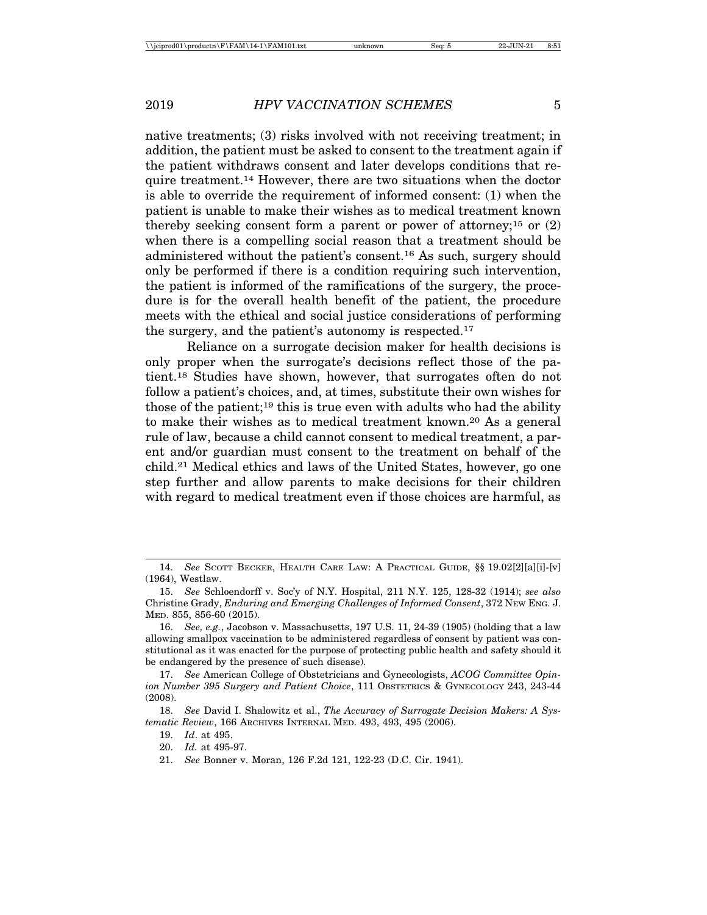native treatments; (3) risks involved with not receiving treatment; in addition, the patient must be asked to consent to the treatment again if the patient withdraws consent and later develops conditions that require treatment.[14] However, there are two situations when the doctor is able to override the requirement of informed consent: (1) when the patient is unable to make their wishes as to medical treatment known thereby seeking consent form a parent or power of attorney;[15] or (2) when there is a compelling social reason that a treatment should be administered without the patient's consent.[16] As such, surgery should only be performed if there is a condition requiring such intervention, the patient is informed of the ramifications of the surgery, the procedure is for the overall health benefit of the patient, the procedure meets with the ethical and social justice considerations of performing the surgery, and the patient's autonomy is respected.[17]

Reliance on a surrogate decision maker for health decisions is only proper when the surrogate's decisions reflect those of the patient.[18] Studies have shown, however, that surrogates often do not follow a patient's choices, and, at times, substitute their own wishes for those of the patient;[19] this is true even with adults who had the ability to make their wishes as to medical treatment known.[20] As a general rule of law, because a child cannot consent to medical treatment, a parent and/or guardian must consent to the treatment on behalf of the child.[21] Medical ethics and laws of the United States, however, go one step further and allow parents to make decisions for their children with regard to medical treatment even if those choices are harmful, as

---

14. *See* Scott Becker, Health Care Law: A Practical Guide, §§ 19.02[2][a][i]-[v] (1964), Westlaw.

15. *See* Schloendorff v. Soc'y of N.Y. Hospital, 211 N.Y. 125, 128-32 (1914); *see also* Christine Grady, *Enduring and Emerging Challenges of Informed Consent*, 372 New Eng. J. Med. 855, 856-60 (2015).

16. *See, e.g.*, Jacobson v. Massachusetts, 197 U.S. 11, 24-39 (1905) (holding that a law allowing smallpox vaccination to be administered regardless of consent by patient was constitutional as it was enacted for the purpose of protecting public health and safety should it be endangered by the presence of such disease).

17. *See* American College of Obstetricians and Gynecologists, *ACOG Committee Opinion Number 395 Surgery and Patient Choice*, 111 Obstetrics & Gynecology 243, 243-44 (2008).

18. *See* David I. Shalowitz et al., *The Accuracy of Surrogate Decision Makers: A Systematic Review*, 166 Archives Internal Med. 493, 493, 495 (2006).

19. *Id*. at 495.

20. *Id.* at 495-97.

21. *See* Bonner v. Moran, 126 F.2d 121, 122-23 (D.C. Cir. 1941).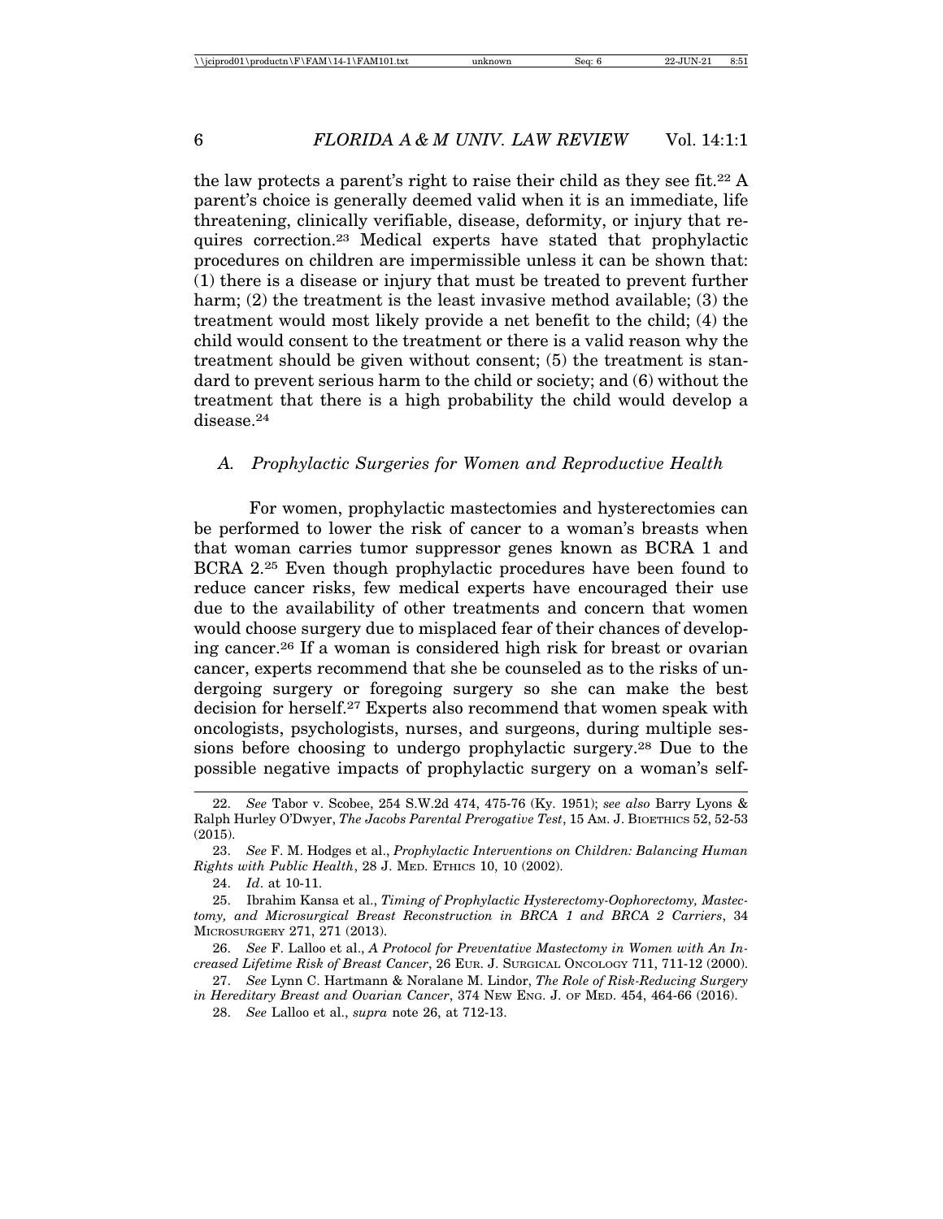the law protects a parent's right to raise their child as they see fit.[22] A parent's choice is generally deemed valid when it is an immediate, life threatening, clinically verifiable, disease, deformity, or injury that requires correction.[23] Medical experts have stated that prophylactic procedures on children are impermissible unless it can be shown that: (1) there is a disease or injury that must be treated to prevent further harm; (2) the treatment is the least invasive method available; (3) the treatment would most likely provide a net benefit to the child; (4) the child would consent to the treatment or there is a valid reason why the treatment should be given without consent; (5) the treatment is standard to prevent serious harm to the child or society; and (6) without the treatment that there is a high probability the child would develop a disease.[24]

### *A. Prophylactic Surgeries for Women and Reproductive Health*

For women, prophylactic mastectomies and hysterectomies can be performed to lower the risk of cancer to a woman's breasts when that woman carries tumor suppressor genes known as BCRA 1 and BCRA 2.[25] Even though prophylactic procedures have been found to reduce cancer risks, few medical experts have encouraged their use due to the availability of other treatments and concern that women would choose surgery due to misplaced fear of their chances of developing cancer.[26] If a woman is considered high risk for breast or ovarian cancer, experts recommend that she be counseled as to the risks of undergoing surgery or foregoing surgery so she can make the best decision for herself.[27] Experts also recommend that women speak with oncologists, psychologists, nurses, and surgeons, during multiple sessions before choosing to undergo prophylactic surgery.[28] Due to the possible negative impacts of prophylactic surgery on a woman's self-

---

22. *See* Tabor v. Scobee, 254 S.W.2d 474, 475-76 (Ky. 1951); *see also* Barry Lyons & Ralph Hurley O'Dwyer, *The Jacobs Parental Prerogative Test*, 15 AM. J. BIOETHICS 52, 52-53 (2015).

23. *See* F. M. Hodges et al., *Prophylactic Interventions on Children: Balancing Human Rights with Public Health*, 28 J. MED. ETHICS 10, 10 (2002).

24. *Id*. at 10-11.

25. Ibrahim Kansa et al., *Timing of Prophylactic Hysterectomy-Oophorectomy, Mastectomy, and Microsurgical Breast Reconstruction in BRCA 1 and BRCA 2 Carriers*, 34 MICROSURGERY 271, 271 (2013).

26. *See* F. Lalloo et al., *A Protocol for Preventative Mastectomy in Women with An Increased Lifetime Risk of Breast Cancer*, 26 EUR. J. SURGICAL ONCOLOGY 711, 711-12 (2000).

27. *See* Lynn C. Hartmann & Noralane M. Lindor, *The Role of Risk-Reducing Surgery in Hereditary Breast and Ovarian Cancer*, 374 NEW ENG. J. OF MED. 454, 464-66 (2016).

28. *See* Lalloo et al., *supra* note 26, at 712-13.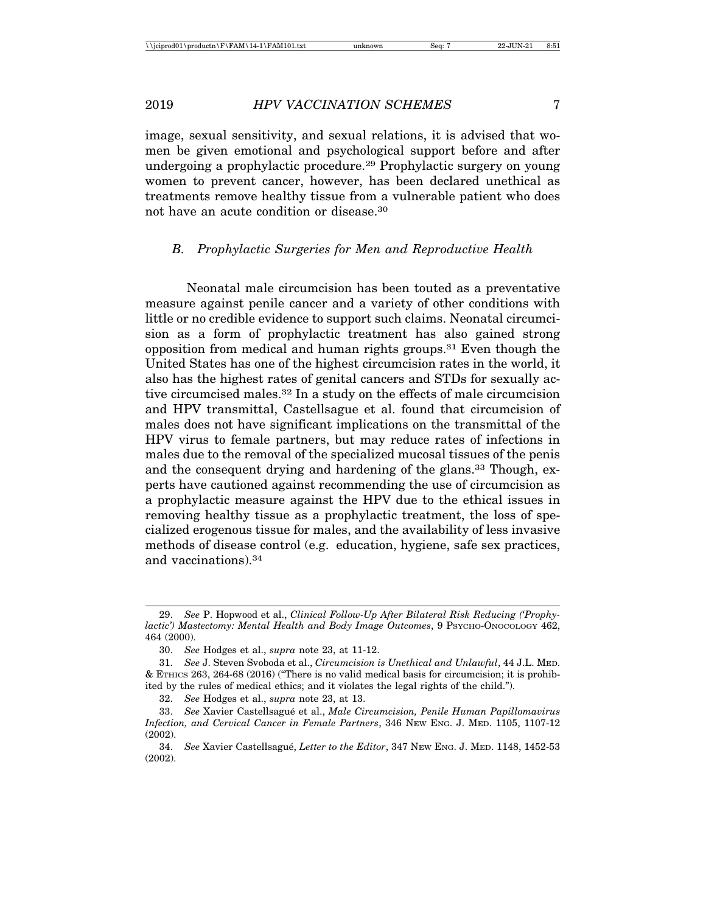image, sexual sensitivity, and sexual relations, it is advised that women be given emotional and psychological support before and after undergoing a prophylactic procedure.[29] Prophylactic surgery on young women to prevent cancer, however, has been declared unethical as treatments remove healthy tissue from a vulnerable patient who does not have an acute condition or disease.[30]

### *B. Prophylactic Surgeries for Men and Reproductive Health*

Neonatal male circumcision has been touted as a preventative measure against penile cancer and a variety of other conditions with little or no credible evidence to support such claims. Neonatal circumcision as a form of prophylactic treatment has also gained strong opposition from medical and human rights groups.[31] Even though the United States has one of the highest circumcision rates in the world, it also has the highest rates of genital cancers and STDs for sexually active circumcised males.[32] In a study on the effects of male circumcision and HPV transmittal, Castellsague et al. found that circumcision of males does not have significant implications on the transmittal of the HPV virus to female partners, but may reduce rates of infections in males due to the removal of the specialized mucosal tissues of the penis and the consequent drying and hardening of the glans.[33] Though, experts have cautioned against recommending the use of circumcision as a prophylactic measure against the HPV due to the ethical issues in removing healthy tissue as a prophylactic treatment, the loss of specialized erogenous tissue for males, and the availability of less invasive methods of disease control (e.g. education, hygiene, safe sex practices, and vaccinations).[34]

---

29. *See* P. Hopwood et al., *Clinical Follow-Up After Bilateral Risk Reducing ('Prophylactic') Mastectomy: Mental Health and Body Image Outcomes*, 9 Psycho-Onocology 462, 464 (2000).

30. *See* Hodges et al., *supra* note 23, at 11-12.

31. *See* J. Steven Svoboda et al., *Circumcision is Unethical and Unlawful*, 44 J.L. Med. & Ethics 263, 264-68 (2016) ("There is no valid medical basis for circumcision; it is prohibited by the rules of medical ethics; and it violates the legal rights of the child.").

32. *See* Hodges et al., *supra* note 23, at 13.

33. *See* Xavier Castellsagué et al., *Male Circumcision, Penile Human Papillomavirus Infection, and Cervical Cancer in Female Partners*, 346 New Eng. J. Med. 1105, 1107-12 (2002).

34. *See* Xavier Castellsagué, *Letter to the Editor*, 347 New Eng. J. Med. 1148, 1452-53 (2002).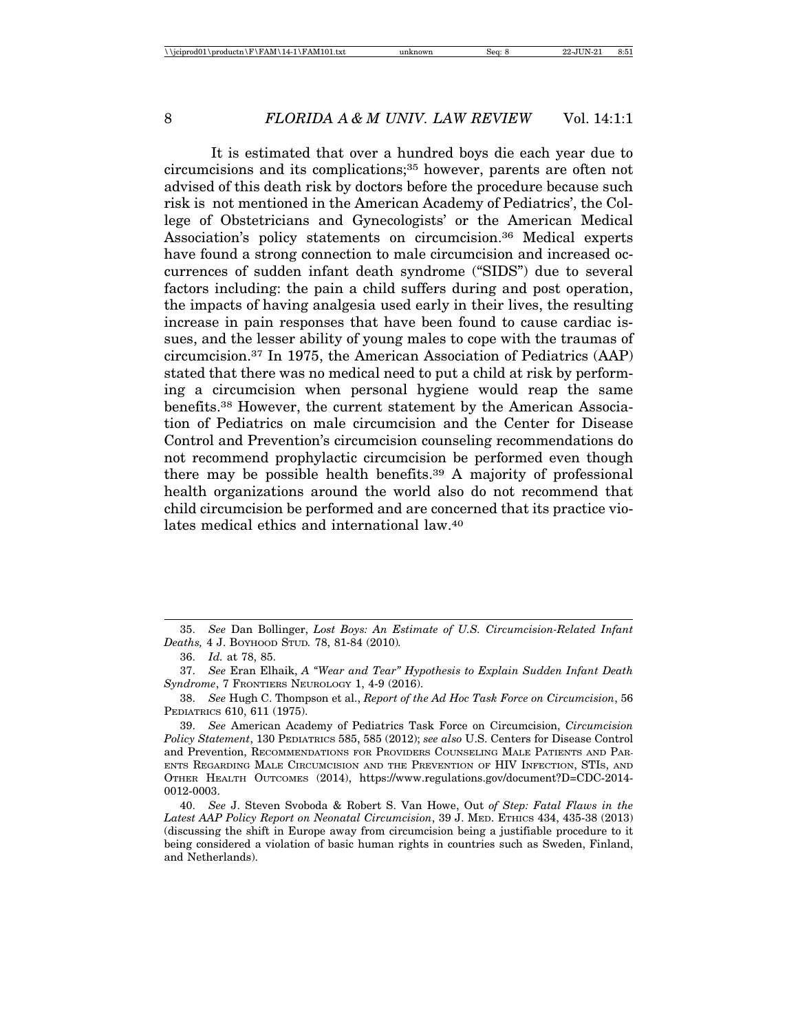It is estimated that over a hundred boys die each year due to circumcisions and its complications;[35] however, parents are often not advised of this death risk by doctors before the procedure because such risk is not mentioned in the American Academy of Pediatrics', the College of Obstetricians and Gynecologists' or the American Medical Association's policy statements on circumcision.[36] Medical experts have found a strong connection to male circumcision and increased occurrences of sudden infant death syndrome ("SIDS") due to several factors including: the pain a child suffers during and post operation, the impacts of having analgesia used early in their lives, the resulting increase in pain responses that have been found to cause cardiac issues, and the lesser ability of young males to cope with the traumas of circumcision.[37] In 1975, the American Association of Pediatrics (AAP) stated that there was no medical need to put a child at risk by performing a circumcision when personal hygiene would reap the same benefits.[38] However, the current statement by the American Association of Pediatrics on male circumcision and the Center for Disease Control and Prevention's circumcision counseling recommendations do not recommend prophylactic circumcision be performed even though there may be possible health benefits.[39] A majority of professional health organizations around the world also do not recommend that child circumcision be performed and are concerned that its practice violates medical ethics and international law.[40]

---

35. *See* Dan Bollinger, *Lost Boys: An Estimate of U.S. Circumcision-Related Infant Deaths,* 4 J. BOYHOOD STUD. 78, 81-84 (2010).

36. *Id.* at 78, 85.

37. *See* Eran Elhaik, *A "Wear and Tear" Hypothesis to Explain Sudden Infant Death Syndrome*, 7 FRONTIERS NEUROLOGY 1, 4-9 (2016).

38. *See* Hugh C. Thompson et al., *Report of the Ad Hoc Task Force on Circumcision*, 56 PEDIATRICS 610, 611 (1975).

39. *See* American Academy of Pediatrics Task Force on Circumcision, *Circumcision Policy Statement*, 130 PEDIATRICS 585, 585 (2012); *see also* U.S. Centers for Disease Control and Prevention, RECOMMENDATIONS FOR PROVIDERS COUNSELING MALE PATIENTS AND PARENTS REGARDING MALE CIRCUMCISION AND THE PREVENTION OF HIV INFECTION, STIS, AND OTHER HEALTH OUTCOMES (2014), https://www.regulations.gov/document?D=CDC-2014-0012-0003.

40. *See* J. Steven Svoboda & Robert S. Van Howe, Out *of Step: Fatal Flaws in the Latest AAP Policy Report on Neonatal Circumcision*, 39 J. MED. ETHICS 434, 435-38 (2013) (discussing the shift in Europe away from circumcision being a justifiable procedure to it being considered a violation of basic human rights in countries such as Sweden, Finland, and Netherlands).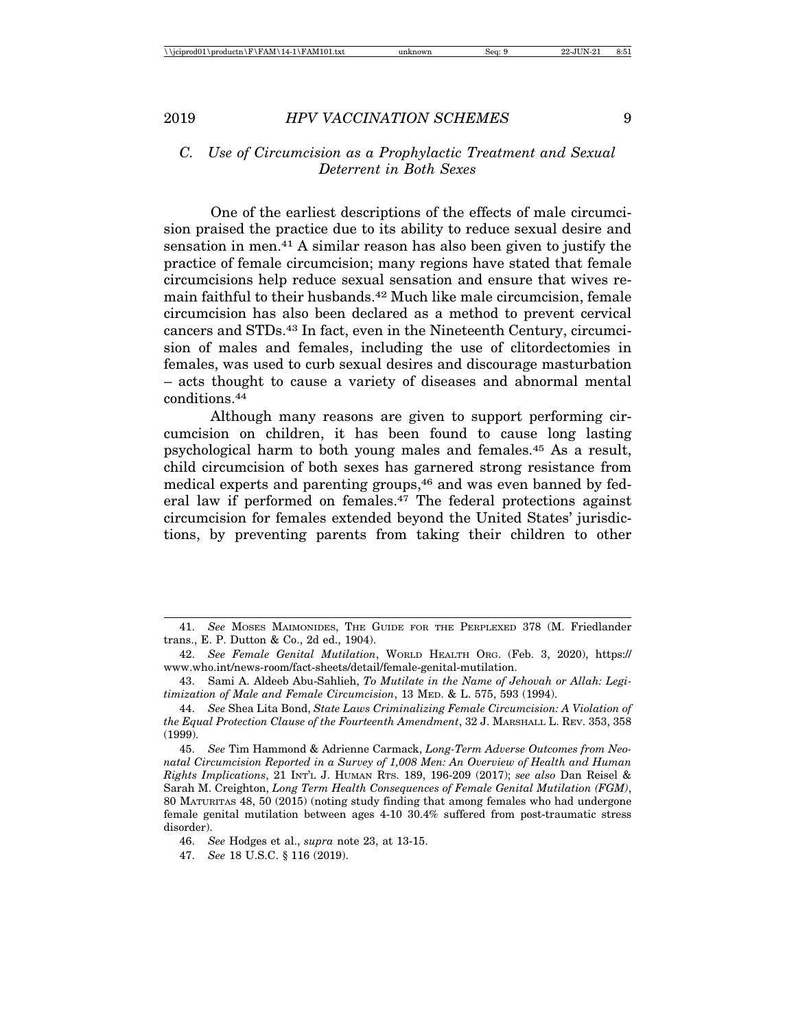### *C. Use of Circumcision as a Prophylactic Treatment and Sexual Deterrent in Both Sexes*

One of the earliest descriptions of the effects of male circumcision praised the practice due to its ability to reduce sexual desire and sensation in men.[41] A similar reason has also been given to justify the practice of female circumcision; many regions have stated that female circumcisions help reduce sexual sensation and ensure that wives remain faithful to their husbands.[42] Much like male circumcision, female circumcision has also been declared as a method to prevent cervical cancers and STDs.[43] In fact, even in the Nineteenth Century, circumcision of males and females, including the use of clitordectomies in females, was used to curb sexual desires and discourage masturbation – acts thought to cause a variety of diseases and abnormal mental conditions.[44]

Although many reasons are given to support performing circumcision on children, it has been found to cause long lasting psychological harm to both young males and females.[45] As a result, child circumcision of both sexes has garnered strong resistance from medical experts and parenting groups,[46] and was even banned by federal law if performed on females.[47] The federal protections against circumcision for females extended beyond the United States' jurisdictions, by preventing parents from taking their children to other

---

41. *See* Moses Maimonides, The Guide for the Perplexed 378 (M. Friedlander trans., E. P. Dutton & Co., 2d ed., 1904).

42. *See Female Genital Mutilation*, World Health Org. (Feb. 3, 2020), https://www.who.int/news-room/fact-sheets/detail/female-genital-mutilation.

43. Sami A. Aldeeb Abu-Sahlieh, *To Mutilate in the Name of Jehovah or Allah: Legitimization of Male and Female Circumcision*, 13 Med. & L. 575, 593 (1994).

44. *See* Shea Lita Bond, *State Laws Criminalizing Female Circumcision: A Violation of the Equal Protection Clause of the Fourteenth Amendment*, 32 J. Marshall L. Rev. 353, 358 (1999).

45. *See* Tim Hammond & Adrienne Carmack, *Long-Term Adverse Outcomes from Neonatal Circumcision Reported in a Survey of 1,008 Men: An Overview of Health and Human Rights Implications*, 21 Int'l J. Human Rts. 189, 196-209 (2017); *see also* Dan Reisel & Sarah M. Creighton, *Long Term Health Consequences of Female Genital Mutilation (FGM)*, 80 Maturitas 48, 50 (2015) (noting study finding that among females who had undergone female genital mutilation between ages 4-10 30.4% suffered from post-traumatic stress disorder).

46. *See* Hodges et al., *supra* note 23, at 13-15.

47. *See* 18 U.S.C. § 116 (2019).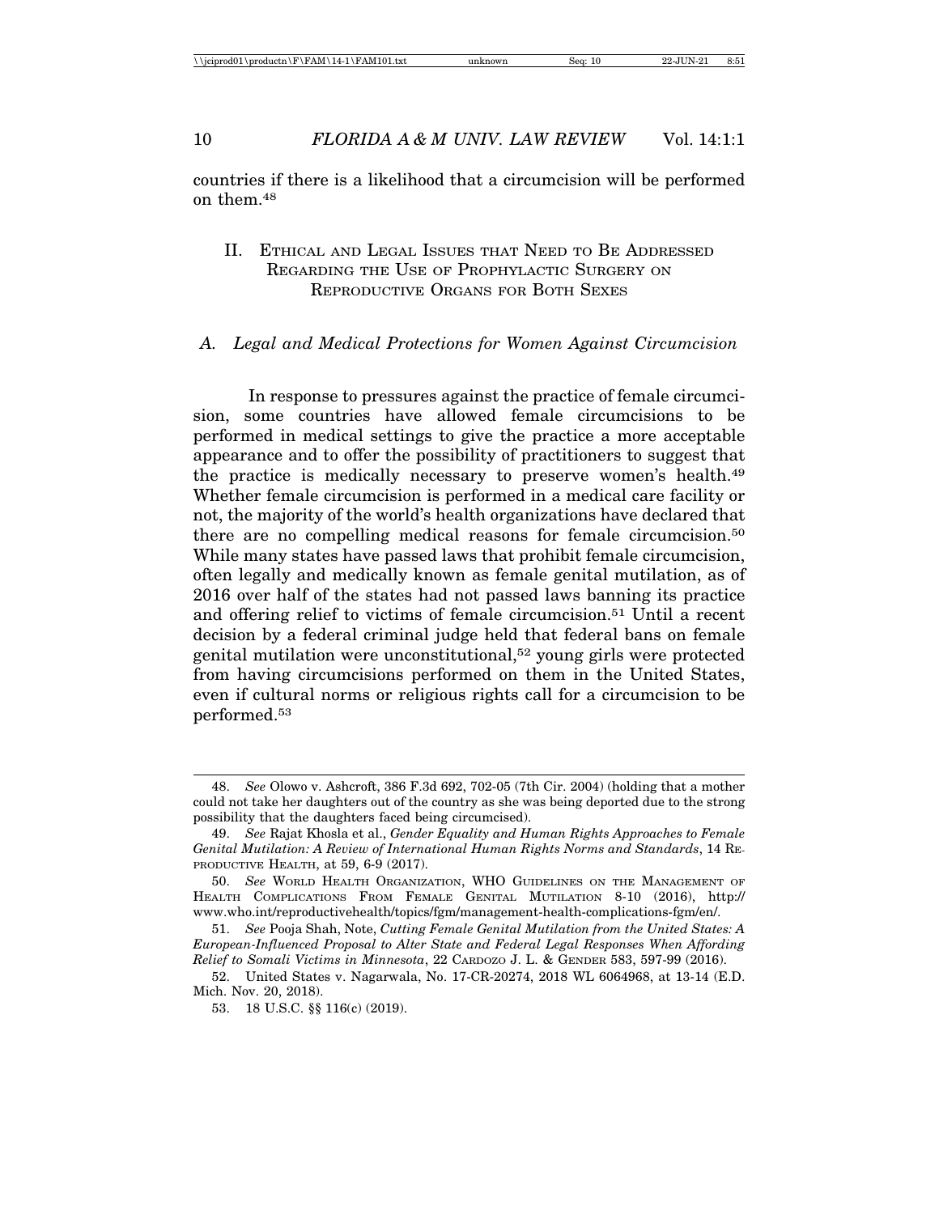countries if there is a likelihood that a circumcision will be performed on them.[48]

## II. Ethical and Legal Issues that Need to Be Addressed Regarding the Use of Prophylactic Surgery on Reproductive Organs for Both Sexes

### *A. Legal and Medical Protections for Women Against Circumcision*

In response to pressures against the practice of female circumcision, some countries have allowed female circumcisions to be performed in medical settings to give the practice a more acceptable appearance and to offer the possibility of practitioners to suggest that the practice is medically necessary to preserve women's health.[49] Whether female circumcision is performed in a medical care facility or not, the majority of the world's health organizations have declared that there are no compelling medical reasons for female circumcision.[50] While many states have passed laws that prohibit female circumcision, often legally and medically known as female genital mutilation, as of 2016 over half of the states had not passed laws banning its practice and offering relief to victims of female circumcision.[51] Until a recent decision by a federal criminal judge held that federal bans on female genital mutilation were unconstitutional,[52] young girls were protected from having circumcisions performed on them in the United States, even if cultural norms or religious rights call for a circumcision to be performed.[53]

---

48. *See* Olowo v. Ashcroft, 386 F.3d 692, 702-05 (7th Cir. 2004) (holding that a mother could not take her daughters out of the country as she was being deported due to the strong possibility that the daughters faced being circumcised).

49. *See* Rajat Khosla et al., *Gender Equality and Human Rights Approaches to Female Genital Mutilation: A Review of International Human Rights Norms and Standards*, 14 Reproductive Health, at 59, 6-9 (2017).

50. *See* World Health Organization, WHO Guidelines on the Management of Health Complications From Female Genital Mutilation 8-10 (2016), http://www.who.int/reproductivehealth/topics/fgm/management-health-complications-fgm/en/.

51. *See* Pooja Shah, Note, *Cutting Female Genital Mutilation from the United States: A European-Influenced Proposal to Alter State and Federal Legal Responses When Affording Relief to Somali Victims in Minnesota*, 22 Cardozo J. L. & Gender 583, 597-99 (2016).

52. United States v. Nagarwala, No. 17-CR-20274, 2018 WL 6064968, at 13-14 (E.D. Mich. Nov. 20, 2018).

53. 18 U.S.C. §§ 116(c) (2019).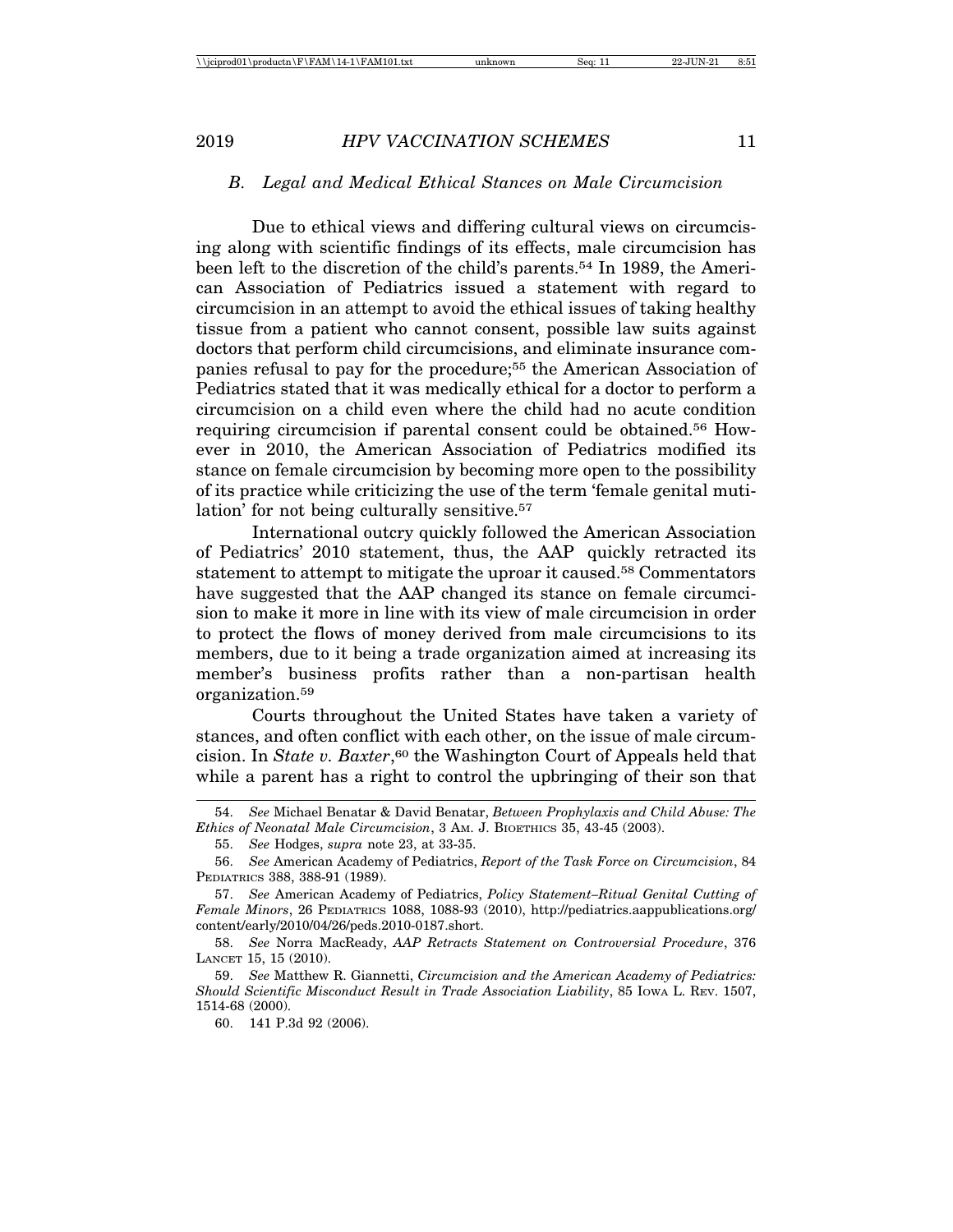### *B. Legal and Medical Ethical Stances on Male Circumcision*

Due to ethical views and differing cultural views on circumcising along with scientific findings of its effects, male circumcision has been left to the discretion of the child's parents.[54] In 1989, the American Association of Pediatrics issued a statement with regard to circumcision in an attempt to avoid the ethical issues of taking healthy tissue from a patient who cannot consent, possible law suits against doctors that perform child circumcisions, and eliminate insurance companies refusal to pay for the procedure;[55] the American Association of Pediatrics stated that it was medically ethical for a doctor to perform a circumcision on a child even where the child had no acute condition requiring circumcision if parental consent could be obtained.[56] However in 2010, the American Association of Pediatrics modified its stance on female circumcision by becoming more open to the possibility of its practice while criticizing the use of the term 'female genital mutilation' for not being culturally sensitive.[57]

International outcry quickly followed the American Association of Pediatrics' 2010 statement, thus, the AAP quickly retracted its statement to attempt to mitigate the uproar it caused.[58] Commentators have suggested that the AAP changed its stance on female circumcision to make it more in line with its view of male circumcision in order to protect the flows of money derived from male circumcisions to its members, due to it being a trade organization aimed at increasing its member's business profits rather than a non-partisan health organization.[59]

Courts throughout the United States have taken a variety of stances, and often conflict with each other, on the issue of male circumcision. In *State v. Baxter*,[60] the Washington Court of Appeals held that while a parent has a right to control the upbringing of their son that

---

54. *See* Michael Benatar & David Benatar, *Between Prophylaxis and Child Abuse: The Ethics of Neonatal Male Circumcision*, 3 AM. J. BIOETHICS 35, 43-45 (2003).

55. *See* Hodges, *supra* note 23, at 33-35.

56. *See* American Academy of Pediatrics, *Report of the Task Force on Circumcision*, 84 PEDIATRICS 388, 388-91 (1989).

57. *See* American Academy of Pediatrics, *Policy Statement–Ritual Genital Cutting of Female Minors*, 26 PEDIATRICS 1088, 1088-93 (2010), http://pediatrics.aappublications.org/content/early/2010/04/26/peds.2010-0187.short.

58. *See* Norra MacReady, *AAP Retracts Statement on Controversial Procedure*, 376 LANCET 15, 15 (2010).

59. *See* Matthew R. Giannetti, *Circumcision and the American Academy of Pediatrics: Should Scientific Misconduct Result in Trade Association Liability*, 85 IOWA L. REV. 1507, 1514-68 (2000).

60. 141 P.3d 92 (2006).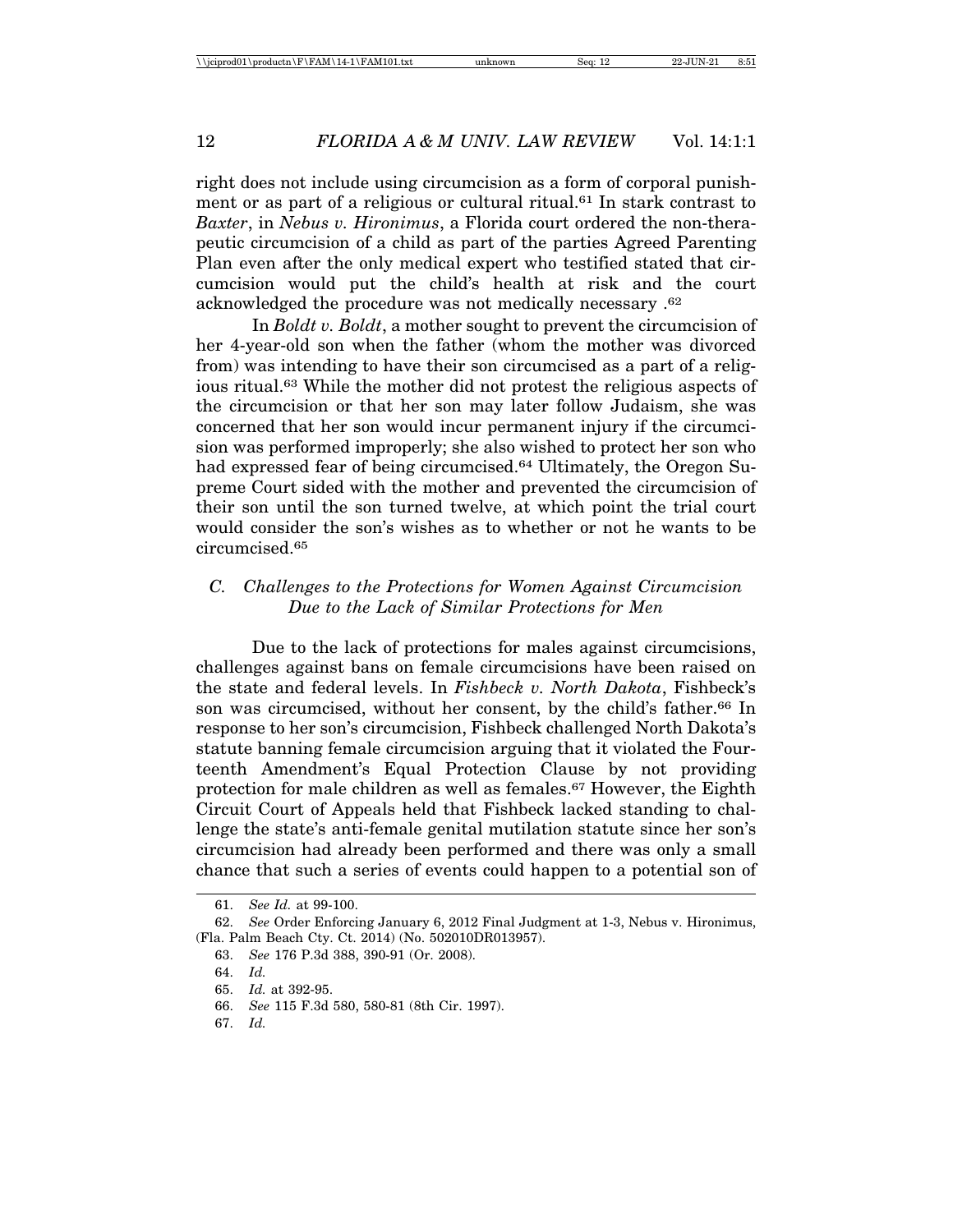right does not include using circumcision as a form of corporal punishment or as part of a religious or cultural ritual.[61] In stark contrast to *Baxter*, in *Nebus v. Hironimus*, a Florida court ordered the non-therapeutic circumcision of a child as part of the parties Agreed Parenting Plan even after the only medical expert who testified stated that circumcision would put the child's health at risk and the court acknowledged the procedure was not medically necessary .[62]

In *Boldt v. Boldt*, a mother sought to prevent the circumcision of her 4-year-old son when the father (whom the mother was divorced from) was intending to have their son circumcised as a part of a religious ritual.[63] While the mother did not protest the religious aspects of the circumcision or that her son may later follow Judaism, she was concerned that her son would incur permanent injury if the circumcision was performed improperly; she also wished to protect her son who had expressed fear of being circumcised.[64] Ultimately, the Oregon Supreme Court sided with the mother and prevented the circumcision of their son until the son turned twelve, at which point the trial court would consider the son's wishes as to whether or not he wants to be circumcised.[65]

### *C. Challenges to the Protections for Women Against Circumcision Due to the Lack of Similar Protections for Men*

Due to the lack of protections for males against circumcisions, challenges against bans on female circumcisions have been raised on the state and federal levels. In *Fishbeck v. North Dakota*, Fishbeck's son was circumcised, without her consent, by the child's father.[66] In response to her son's circumcision, Fishbeck challenged North Dakota's statute banning female circumcision arguing that it violated the Fourteenth Amendment's Equal Protection Clause by not providing protection for male children as well as females.[67] However, the Eighth Circuit Court of Appeals held that Fishbeck lacked standing to challenge the state's anti-female genital mutilation statute since her son's circumcision had already been performed and there was only a small chance that such a series of events could happen to a potential son of

---

61. *See Id.* at 99-100.

62. *See* Order Enforcing January 6, 2012 Final Judgment at 1-3, Nebus v. Hironimus, (Fla. Palm Beach Cty. Ct. 2014) (No. 502010DR013957).

63. *See* 176 P.3d 388, 390-91 (Or. 2008).

64. *Id.*

65. *Id.* at 392-95.

66. *See* 115 F.3d 580, 580-81 (8th Cir. 1997).

67. *Id.*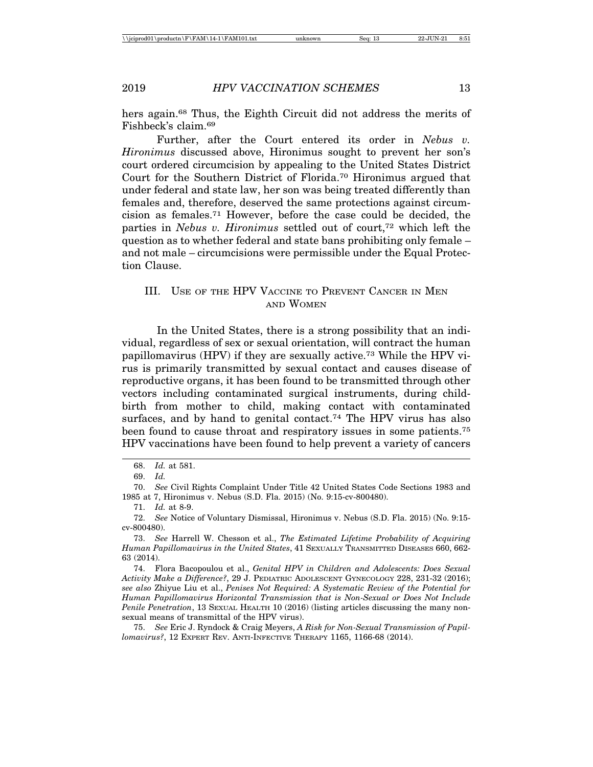hers again.[68] Thus, the Eighth Circuit did not address the merits of Fishbeck's claim.[69]

Further, after the Court entered its order in *Nebus v. Hironimus* discussed above, Hironimus sought to prevent her son's court ordered circumcision by appealing to the United States District Court for the Southern District of Florida.[70] Hironimus argued that under federal and state law, her son was being treated differently than females and, therefore, deserved the same protections against circumcision as females.[71] However, before the case could be decided, the parties in *Nebus v. Hironimus* settled out of court,[72] which left the question as to whether federal and state bans prohibiting only female – and not male – circumcisions were permissible under the Equal Protection Clause.

## III. Use of the HPV Vaccine to Prevent Cancer in Men and Women

In the United States, there is a strong possibility that an individual, regardless of sex or sexual orientation, will contract the human papillomavirus (HPV) if they are sexually active.[73] While the HPV virus is primarily transmitted by sexual contact and causes disease of reproductive organs, it has been found to be transmitted through other vectors including contaminated surgical instruments, during childbirth from mother to child, making contact with contaminated surfaces, and by hand to genital contact.[74] The HPV virus has also been found to cause throat and respiratory issues in some patients.[75] HPV vaccinations have been found to help prevent a variety of cancers

---

68. *Id.* at 581.

69. *Id.*

70. *See* Civil Rights Complaint Under Title 42 United States Code Sections 1983 and 1985 at 7, Hironimus v. Nebus (S.D. Fla. 2015) (No. 9:15-cv-800480).

71. *Id.* at 8-9.

72. *See* Notice of Voluntary Dismissal, Hironimus v. Nebus (S.D. Fla. 2015) (No. 9:15-cv-800480).

73. *See* Harrell W. Chesson et al., *The Estimated Lifetime Probability of Acquiring Human Papillomavirus in the United States*, 41 Sexually Transmitted Diseases 660, 662-63 (2014).

74. Flora Bacopoulou et al., *Genital HPV in Children and Adolescents: Does Sexual Activity Make a Difference?*, 29 J. Pediatric Adolescent Gynecology 228, 231-32 (2016); *see also* Zhiyue Liu et al., *Penises Not Required: A Systematic Review of the Potential for Human Papillomavirus Horizontal Transmission that is Non-Sexual or Does Not Include Penile Penetration*, 13 Sexual Health 10 (2016) (listing articles discussing the many non-sexual means of transmittal of the HPV virus).

75. *See* Eric J. Ryndock & Craig Meyers, *A Risk for Non-Sexual Transmission of Papillomavirus?*, 12 Expert Rev. Anti-Infective Therapy 1165, 1166-68 (2014).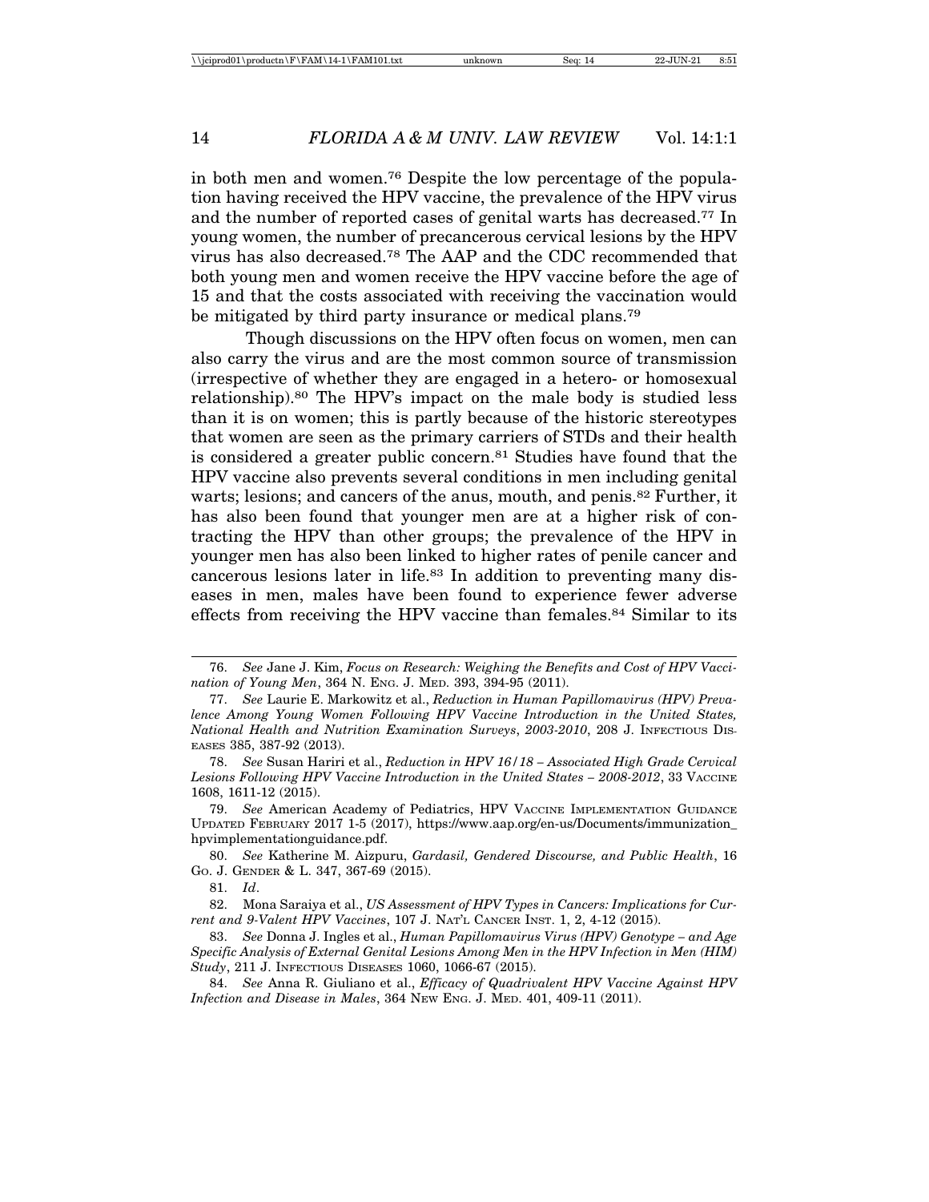in both men and women.[76] Despite the low percentage of the population having received the HPV vaccine, the prevalence of the HPV virus and the number of reported cases of genital warts has decreased.[77] In young women, the number of precancerous cervical lesions by the HPV virus has also decreased.[78] The AAP and the CDC recommended that both young men and women receive the HPV vaccine before the age of 15 and that the costs associated with receiving the vaccination would be mitigated by third party insurance or medical plans.[79]

Though discussions on the HPV often focus on women, men can also carry the virus and are the most common source of transmission (irrespective of whether they are engaged in a hetero- or homosexual relationship).[80] The HPV's impact on the male body is studied less than it is on women; this is partly because of the historic stereotypes that women are seen as the primary carriers of STDs and their health is considered a greater public concern.[81] Studies have found that the HPV vaccine also prevents several conditions in men including genital warts; lesions; and cancers of the anus, mouth, and penis.[82] Further, it has also been found that younger men are at a higher risk of contracting the HPV than other groups; the prevalence of the HPV in younger men has also been linked to higher rates of penile cancer and cancerous lesions later in life.[83] In addition to preventing many diseases in men, males have been found to experience fewer adverse effects from receiving the HPV vaccine than females.[84] Similar to its

---

76. *See* Jane J. Kim, *Focus on Research: Weighing the Benefits and Cost of HPV Vaccination of Young Men*, 364 N. Eng. J. Med. 393, 394-95 (2011).

77. *See* Laurie E. Markowitz et al., *Reduction in Human Papillomavirus (HPV) Prevalence Among Young Women Following HPV Vaccine Introduction in the United States, National Health and Nutrition Examination Surveys*, *2003-2010*, 208 J. Infectious Diseases 385, 387-92 (2013).

78. *See* Susan Hariri et al., *Reduction in HPV 16/18 – Associated High Grade Cervical Lesions Following HPV Vaccine Introduction in the United States – 2008-2012*, 33 Vaccine 1608, 1611-12 (2015).

79. *See* American Academy of Pediatrics, HPV Vaccine Implementation Guidance Updated February 2017 1-5 (2017), https://www.aap.org/en-us/Documents/immunization_hpvimplementationguidance.pdf.

80. *See* Katherine M. Aizpuru, *Gardasil, Gendered Discourse, and Public Health*, 16 Geo. J. Gender & L. 347, 367-69 (2015).

81. *Id*.

82. Mona Saraiya et al., *US Assessment of HPV Types in Cancers: Implications for Current and 9-Valent HPV Vaccines*, 107 J. Nat'l Cancer Inst. 1, 2, 4-12 (2015).

83. *See* Donna J. Ingles et al., *Human Papillomavirus Virus (HPV) Genotype – and Age Specific Analysis of External Genital Lesions Among Men in the HPV Infection in Men (HIM) Study*, 211 J. Infectious Diseases 1060, 1066-67 (2015).

84. *See* Anna R. Giuliano et al., *Efficacy of Quadrivalent HPV Vaccine Against HPV Infection and Disease in Males*, 364 New Eng. J. Med. 401, 409-11 (2011).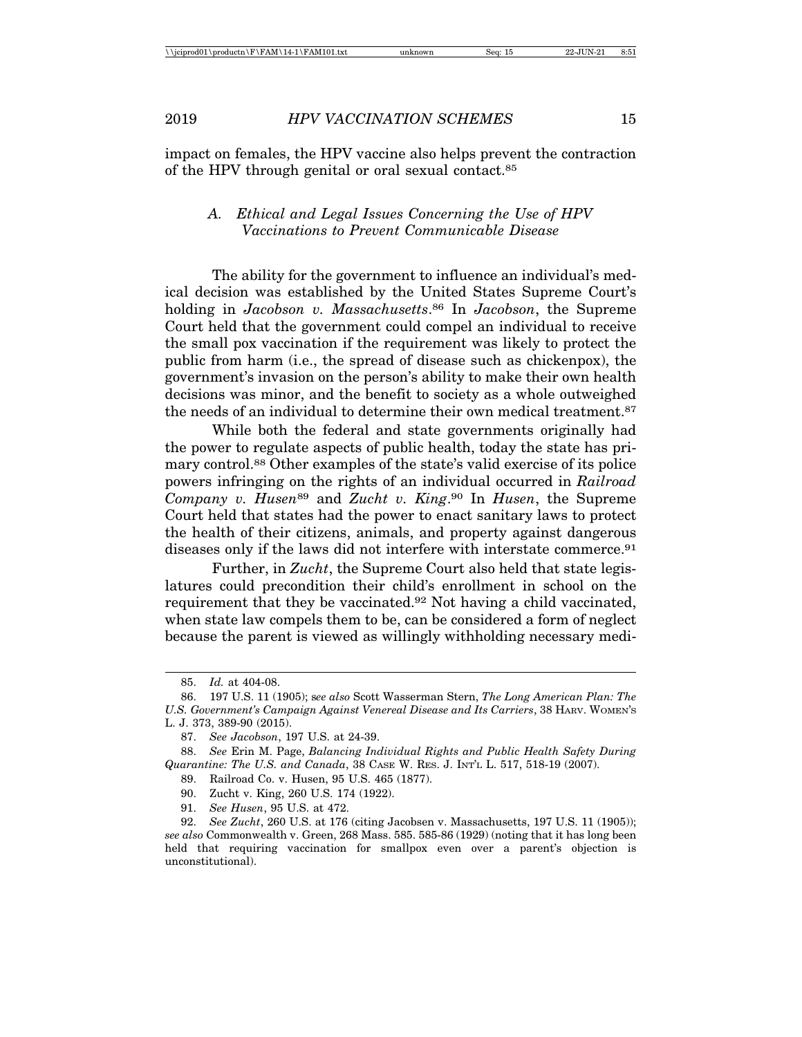impact on females, the HPV vaccine also helps prevent the contraction of the HPV through genital or oral sexual contact.[85]

### A. *Ethical and Legal Issues Concerning the Use of HPV Vaccinations to Prevent Communicable Disease*

The ability for the government to influence an individual's medical decision was established by the United States Supreme Court's holding in *Jacobson v. Massachusetts*.[86] In *Jacobson*, the Supreme Court held that the government could compel an individual to receive the small pox vaccination if the requirement was likely to protect the public from harm (i.e., the spread of disease such as chickenpox), the government's invasion on the person's ability to make their own health decisions was minor, and the benefit to society as a whole outweighed the needs of an individual to determine their own medical treatment.[87]

While both the federal and state governments originally had the power to regulate aspects of public health, today the state has primary control.[88] Other examples of the state's valid exercise of its police powers infringing on the rights of an individual occurred in *Railroad Company v. Husen*[89] and *Zucht v. King*.[90] In *Husen*, the Supreme Court held that states had the power to enact sanitary laws to protect the health of their citizens, animals, and property against dangerous diseases only if the laws did not interfere with interstate commerce.[91]

Further, in *Zucht*, the Supreme Court also held that state legislatures could precondition their child's enrollment in school on the requirement that they be vaccinated.[92] Not having a child vaccinated, when state law compels them to be, can be considered a form of neglect because the parent is viewed as willingly withholding necessary medi-

---

85. *Id.* at 404-08.

86. 197 U.S. 11 (1905); s*ee also* Scott Wasserman Stern, *The Long American Plan: The U.S. Government's Campaign Against Venereal Disease and Its Carriers*, 38 HARV. WOMEN'S L. J. 373, 389-90 (2015).

87. *See Jacobson*, 197 U.S. at 24-39.

88. *See* Erin M. Page, *Balancing Individual Rights and Public Health Safety During Quarantine: The U.S. and Canada*, 38 CASE W. RES. J. INT'L L. 517, 518-19 (2007).

89. Railroad Co. v. Husen, 95 U.S. 465 (1877).

90. Zucht v. King, 260 U.S. 174 (1922).

91. *See Husen*, 95 U.S. at 472.

92. *See Zucht*, 260 U.S. at 176 (citing Jacobsen v. Massachusetts, 197 U.S. 11 (1905)); *see also* Commonwealth v. Green, 268 Mass. 585. 585-86 (1929) (noting that it has long been held that requiring vaccination for smallpox even over a parent's objection is unconstitutional).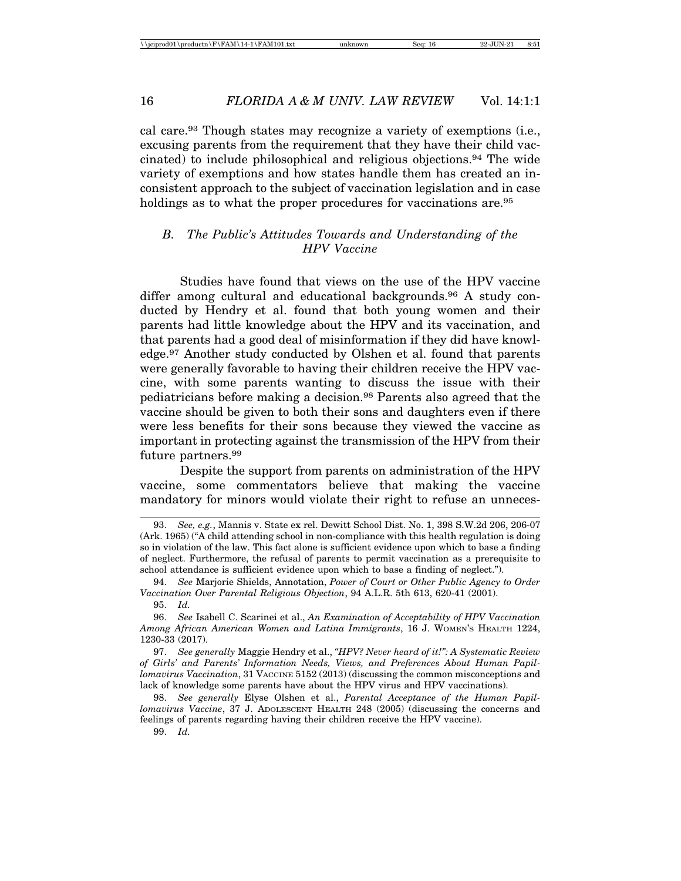cal care.[93] Though states may recognize a variety of exemptions (i.e., excusing parents from the requirement that they have their child vaccinated) to include philosophical and religious objections.[94] The wide variety of exemptions and how states handle them has created an inconsistent approach to the subject of vaccination legislation and in case holdings as to what the proper procedures for vaccinations are.[95]

### *B. The Public's Attitudes Towards and Understanding of the HPV Vaccine*

Studies have found that views on the use of the HPV vaccine differ among cultural and educational backgrounds.[96] A study conducted by Hendry et al. found that both young women and their parents had little knowledge about the HPV and its vaccination, and that parents had a good deal of misinformation if they did have knowledge.[97] Another study conducted by Olshen et al. found that parents were generally favorable to having their children receive the HPV vaccine, with some parents wanting to discuss the issue with their pediatricians before making a decision.[98] Parents also agreed that the vaccine should be given to both their sons and daughters even if there were less benefits for their sons because they viewed the vaccine as important in protecting against the transmission of the HPV from their future partners.[99]

Despite the support from parents on administration of the HPV vaccine, some commentators believe that making the vaccine mandatory for minors would violate their right to refuse an unneces-

---

93. *See, e.g.*, Mannis v. State ex rel. Dewitt School Dist. No. 1, 398 S.W.2d 206, 206-07 (Ark. 1965) ("A child attending school in non-compliance with this health regulation is doing so in violation of the law. This fact alone is sufficient evidence upon which to base a finding of neglect. Furthermore, the refusal of parents to permit vaccination as a prerequisite to school attendance is sufficient evidence upon which to base a finding of neglect.").

94. *See* Marjorie Shields, Annotation, *Power of Court or Other Public Agency to Order Vaccination Over Parental Religious Objection*, 94 A.L.R. 5th 613, 620-41 (2001).

95. *Id.*

96. *See* Isabell C. Scarinei et al., *An Examination of Acceptability of HPV Vaccination Among African American Women and Latina Immigrants*, 16 J. WOMEN'S HEALTH 1224, 1230-33 (2017).

97. *See generally* Maggie Hendry et al., *"HPV? Never heard of it!": A Systematic Review of Girls' and Parents' Information Needs, Views, and Preferences About Human Papillomavirus Vaccination*, 31 VACCINE 5152 (2013) (discussing the common misconceptions and lack of knowledge some parents have about the HPV virus and HPV vaccinations).

98. *See generally* Elyse Olshen et al., *Parental Acceptance of the Human Papillomavirus Vaccine*, 37 J. ADOLESCENT HEALTH 248 (2005) (discussing the concerns and feelings of parents regarding having their children receive the HPV vaccine).

99. *Id.*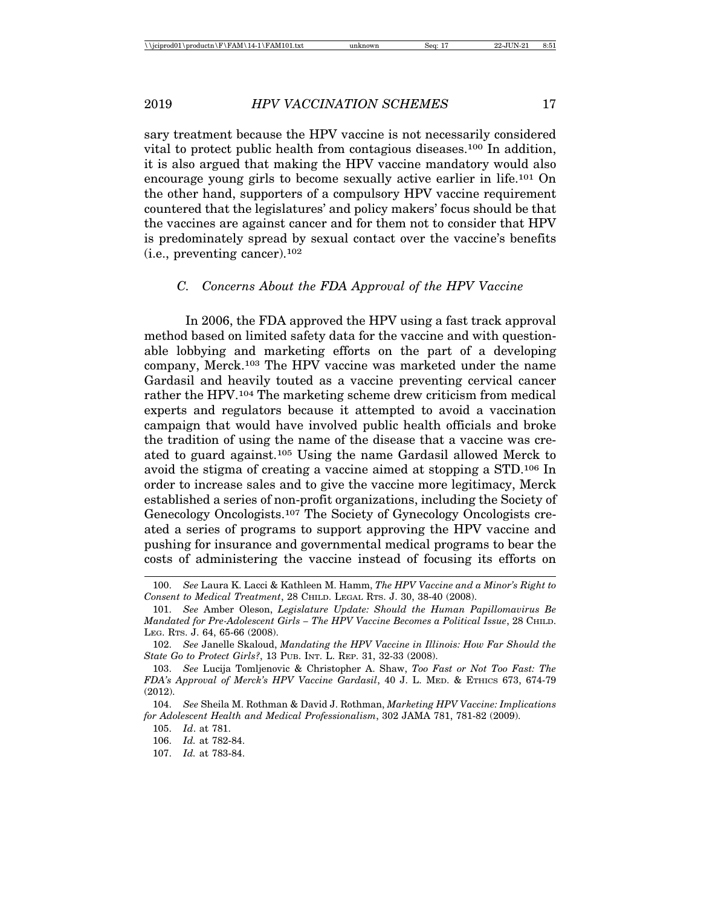sary treatment because the HPV vaccine is not necessarily considered vital to protect public health from contagious diseases.[100] In addition, it is also argued that making the HPV vaccine mandatory would also encourage young girls to become sexually active earlier in life.[101] On the other hand, supporters of a compulsory HPV vaccine requirement countered that the legislatures' and policy makers' focus should be that the vaccines are against cancer and for them not to consider that HPV is predominately spread by sexual contact over the vaccine's benefits (i.e., preventing cancer).[102]

### *C. Concerns About the FDA Approval of the HPV Vaccine*

In 2006, the FDA approved the HPV using a fast track approval method based on limited safety data for the vaccine and with questionable lobbying and marketing efforts on the part of a developing company, Merck.[103] The HPV vaccine was marketed under the name Gardasil and heavily touted as a vaccine preventing cervical cancer rather the HPV.[104] The marketing scheme drew criticism from medical experts and regulators because it attempted to avoid a vaccination campaign that would have involved public health officials and broke the tradition of using the name of the disease that a vaccine was created to guard against.[105] Using the name Gardasil allowed Merck to avoid the stigma of creating a vaccine aimed at stopping a STD.[106] In order to increase sales and to give the vaccine more legitimacy, Merck established a series of non-profit organizations, including the Society of Genecology Oncologists.[107] The Society of Gynecology Oncologists created a series of programs to support approving the HPV vaccine and pushing for insurance and governmental medical programs to bear the costs of administering the vaccine instead of focusing its efforts on

---

100. *See* Laura K. Lacci & Kathleen M. Hamm, *The HPV Vaccine and a Minor's Right to Consent to Medical Treatment*, 28 CHILD. LEGAL RTS. J. 30, 38-40 (2008).

101. *See* Amber Oleson, *Legislature Update: Should the Human Papillomavirus Be Mandated for Pre-Adolescent Girls – The HPV Vaccine Becomes a Political Issue*, 28 CHILD. LEG. RTS. J. 64, 65-66 (2008).

102. *See* Janelle Skaloud, *Mandating the HPV Vaccine in Illinois: How Far Should the State Go to Protect Girls?*, 13 PUB. INT. L. REP. 31, 32-33 (2008).

103. *See* Lucija Tomljenovic & Christopher A. Shaw, *Too Fast or Not Too Fast: The FDA's Approval of Merck's HPV Vaccine Gardasil*, 40 J. L. MED. & ETHICS 673, 674-79 (2012).

104. *See* Sheila M. Rothman & David J. Rothman, *Marketing HPV Vaccine: Implications for Adolescent Health and Medical Professionalism*, 302 JAMA 781, 781-82 (2009).

105. *Id*. at 781.

106. *Id.* at 782-84.

107. *Id.* at 783-84.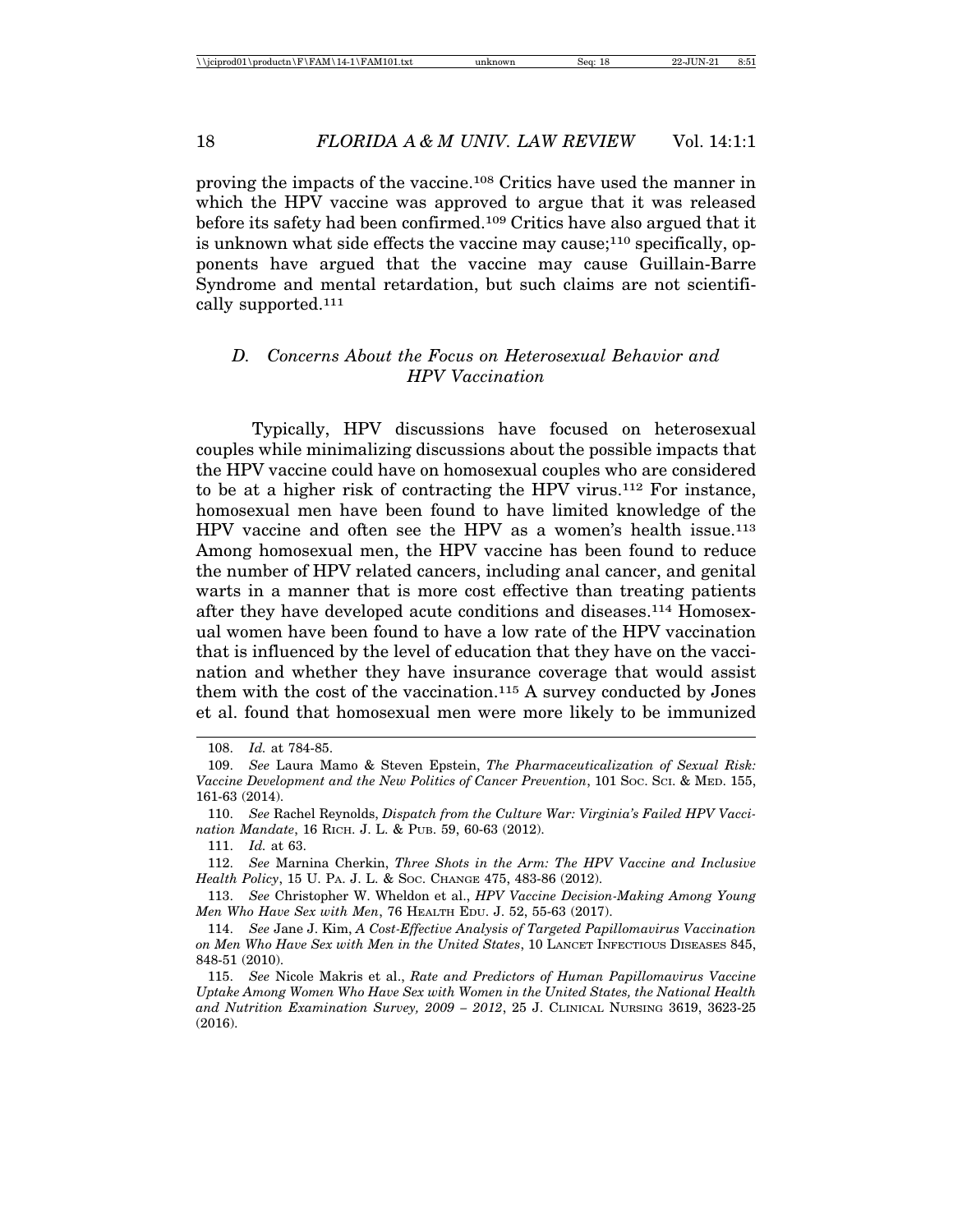proving the impacts of the vaccine.[108] Critics have used the manner in which the HPV vaccine was approved to argue that it was released before its safety had been confirmed.[109] Critics have also argued that it is unknown what side effects the vaccine may cause;[110] specifically, opponents have argued that the vaccine may cause Guillain-Barre Syndrome and mental retardation, but such claims are not scientifically supported.[111]

### *D. Concerns About the Focus on Heterosexual Behavior and HPV Vaccination*

Typically, HPV discussions have focused on heterosexual couples while minimalizing discussions about the possible impacts that the HPV vaccine could have on homosexual couples who are considered to be at a higher risk of contracting the HPV virus.[112] For instance, homosexual men have been found to have limited knowledge of the HPV vaccine and often see the HPV as a women's health issue.[113] Among homosexual men, the HPV vaccine has been found to reduce the number of HPV related cancers, including anal cancer, and genital warts in a manner that is more cost effective than treating patients after they have developed acute conditions and diseases.[114] Homosexual women have been found to have a low rate of the HPV vaccination that is influenced by the level of education that they have on the vaccination and whether they have insurance coverage that would assist them with the cost of the vaccination.[115] A survey conducted by Jones et al. found that homosexual men were more likely to be immunized

---

108. *Id.* at 784-85.

109. *See* Laura Mamo & Steven Epstein, *The Pharmaceuticalization of Sexual Risk: Vaccine Development and the New Politics of Cancer Prevention*, 101 Soc. Sci. & Med. 155, 161-63 (2014).

110. *See* Rachel Reynolds, *Dispatch from the Culture War: Virginia's Failed HPV Vaccination Mandate*, 16 Rich. J. L. & Pub. 59, 60-63 (2012).

111. *Id.* at 63.

112. *See* Marnina Cherkin, *Three Shots in the Arm: The HPV Vaccine and Inclusive Health Policy*, 15 U. Pa. J. L. & Soc. Change 475, 483-86 (2012).

113. *See* Christopher W. Wheldon et al., *HPV Vaccine Decision-Making Among Young Men Who Have Sex with Men*, 76 Health Edu. J. 52, 55-63 (2017).

114. *See* Jane J. Kim, *A Cost-Effective Analysis of Targeted Papillomavirus Vaccination on Men Who Have Sex with Men in the United States*, 10 Lancet Infectious Diseases 845, 848-51 (2010).

115. *See* Nicole Makris et al., *Rate and Predictors of Human Papillomavirus Vaccine Uptake Among Women Who Have Sex with Women in the United States, the National Health and Nutrition Examination Survey, 2009 – 2012*, 25 J. Clinical Nursing 3619, 3623-25 (2016).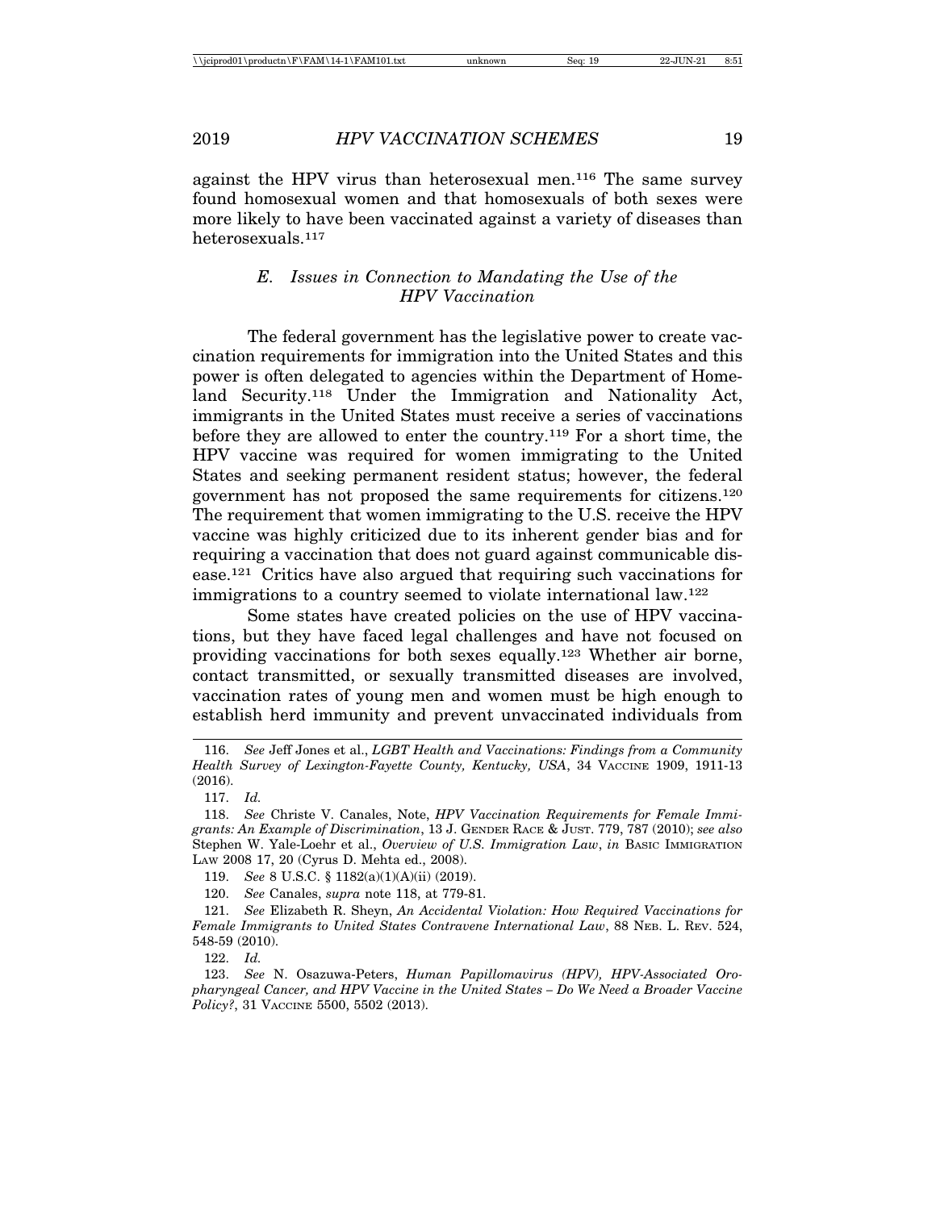against the HPV virus than heterosexual men.[116] The same survey found homosexual women and that homosexuals of both sexes were more likely to have been vaccinated against a variety of diseases than heterosexuals.[117]

### *E. Issues in Connection to Mandating the Use of the HPV Vaccination*

The federal government has the legislative power to create vaccination requirements for immigration into the United States and this power is often delegated to agencies within the Department of Homeland Security.[118] Under the Immigration and Nationality Act, immigrants in the United States must receive a series of vaccinations before they are allowed to enter the country.[119] For a short time, the HPV vaccine was required for women immigrating to the United States and seeking permanent resident status; however, the federal government has not proposed the same requirements for citizens.[120] The requirement that women immigrating to the U.S. receive the HPV vaccine was highly criticized due to its inherent gender bias and for requiring a vaccination that does not guard against communicable disease.[121] Critics have also argued that requiring such vaccinations for immigrations to a country seemed to violate international law.[122]

Some states have created policies on the use of HPV vaccinations, but they have faced legal challenges and have not focused on providing vaccinations for both sexes equally.[123] Whether air borne, contact transmitted, or sexually transmitted diseases are involved, vaccination rates of young men and women must be high enough to establish herd immunity and prevent unvaccinated individuals from

---

116. *See* Jeff Jones et al., *LGBT Health and Vaccinations: Findings from a Community Health Survey of Lexington-Fayette County, Kentucky, USA*, 34 VACCINE 1909, 1911-13 (2016).

117. *Id.*

118. *See* Christe V. Canales, Note, *HPV Vaccination Requirements for Female Immigrants: An Example of Discrimination*, 13 J. GENDER RACE & JUST. 779, 787 (2010); *see also* Stephen W. Yale-Loehr et al., *Overview of U.S. Immigration Law*, *in* BASIC IMMIGRATION LAW 2008 17, 20 (Cyrus D. Mehta ed., 2008).

119. *See* 8 U.S.C. § 1182(a)(1)(A)(ii) (2019).

120. *See* Canales, *supra* note 118, at 779-81.

121. *See* Elizabeth R. Sheyn, *An Accidental Violation: How Required Vaccinations for Female Immigrants to United States Contravene International Law*, 88 NEB. L. REV. 524, 548-59 (2010).

122. *Id.*

123. *See* N. Osazuwa-Peters, *Human Papillomavirus (HPV), HPV-Associated Oropharyngeal Cancer, and HPV Vaccine in the United States – Do We Need a Broader Vaccine Policy?*, 31 VACCINE 5500, 5502 (2013).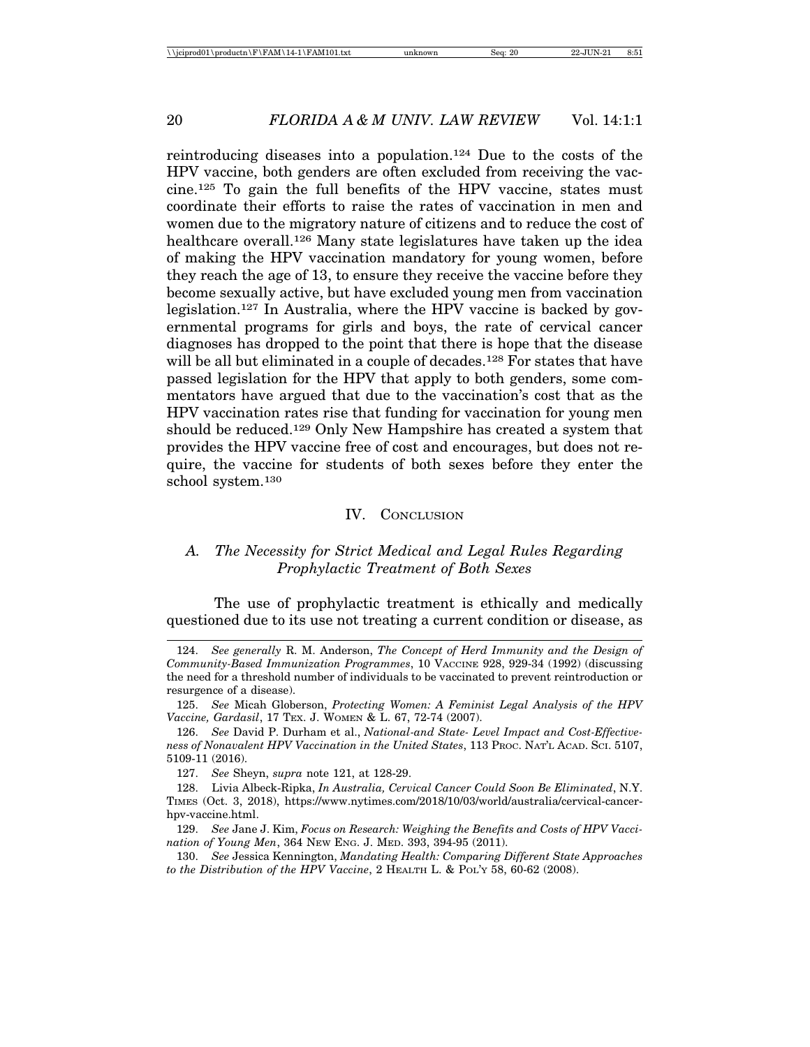reintroducing diseases into a population.[124] Due to the costs of the HPV vaccine, both genders are often excluded from receiving the vaccine.[125] To gain the full benefits of the HPV vaccine, states must coordinate their efforts to raise the rates of vaccination in men and women due to the migratory nature of citizens and to reduce the cost of healthcare overall.[126] Many state legislatures have taken up the idea of making the HPV vaccination mandatory for young women, before they reach the age of 13, to ensure they receive the vaccine before they become sexually active, but have excluded young men from vaccination legislation.[127] In Australia, where the HPV vaccine is backed by governmental programs for girls and boys, the rate of cervical cancer diagnoses has dropped to the point that there is hope that the disease will be all but eliminated in a couple of decades.[128] For states that have passed legislation for the HPV that apply to both genders, some commentators have argued that due to the vaccination's cost that as the HPV vaccination rates rise that funding for vaccination for young men should be reduced.[129] Only New Hampshire has created a system that provides the HPV vaccine free of cost and encourages, but does not require, the vaccine for students of both sexes before they enter the school system.[130]

## IV. Conclusion

### *A. The Necessity for Strict Medical and Legal Rules Regarding Prophylactic Treatment of Both Sexes*

The use of prophylactic treatment is ethically and medically questioned due to its use not treating a current condition or disease, as

---

124. *See generally* R. M. Anderson, *The Concept of Herd Immunity and the Design of Community-Based Immunization Programmes*, 10 Vaccine 928, 929-34 (1992) (discussing the need for a threshold number of individuals to be vaccinated to prevent reintroduction or resurgence of a disease).

125. *See* Micah Globerson, *Protecting Women: A Feminist Legal Analysis of the HPV Vaccine, Gardasil*, 17 Tex. J. Women & L. 67, 72-74 (2007).

126. *See* David P. Durham et al., *National-and State- Level Impact and Cost-Effectiveness of Nonavalent HPV Vaccination in the United States*, 113 Proc. Nat'l Acad. Sci. 5107, 5109-11 (2016).

127. *See* Sheyn, *supra* note 121, at 128-29.

128. Livia Albeck-Ripka, *In Australia, Cervical Cancer Could Soon Be Eliminated*, N.Y. Times (Oct. 3, 2018), https://www.nytimes.com/2018/10/03/world/australia/cervical-cancer-hpv-vaccine.html.

129. *See* Jane J. Kim, *Focus on Research: Weighing the Benefits and Costs of HPV Vaccination of Young Men*, 364 New Eng. J. Med. 393, 394-95 (2011).

130. *See* Jessica Kennington, *Mandating Health: Comparing Different State Approaches to the Distribution of the HPV Vaccine*, 2 Health L. & Pol'y 58, 60-62 (2008).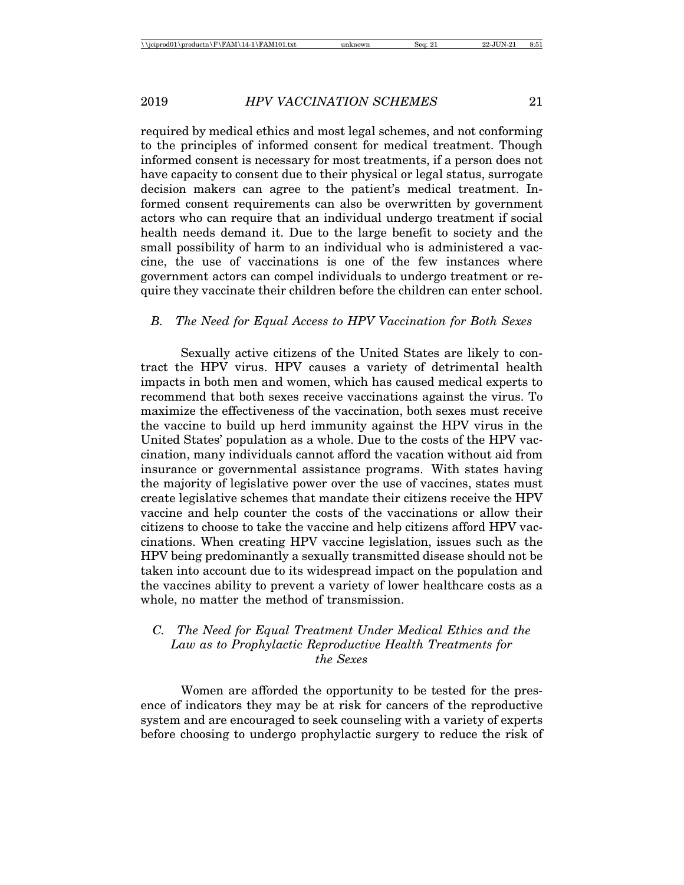required by medical ethics and most legal schemes, and not conforming to the principles of informed consent for medical treatment. Though informed consent is necessary for most treatments, if a person does not have capacity to consent due to their physical or legal status, surrogate decision makers can agree to the patient's medical treatment. Informed consent requirements can also be overwritten by government actors who can require that an individual undergo treatment if social health needs demand it. Due to the large benefit to society and the small possibility of harm to an individual who is administered a vaccine, the use of vaccinations is one of the few instances where government actors can compel individuals to undergo treatment or require they vaccinate their children before the children can enter school.

### *B. The Need for Equal Access to HPV Vaccination for Both Sexes*

Sexually active citizens of the United States are likely to contract the HPV virus. HPV causes a variety of detrimental health impacts in both men and women, which has caused medical experts to recommend that both sexes receive vaccinations against the virus. To maximize the effectiveness of the vaccination, both sexes must receive the vaccine to build up herd immunity against the HPV virus in the United States' population as a whole. Due to the costs of the HPV vaccination, many individuals cannot afford the vacation without aid from insurance or governmental assistance programs. With states having the majority of legislative power over the use of vaccines, states must create legislative schemes that mandate their citizens receive the HPV vaccine and help counter the costs of the vaccinations or allow their citizens to choose to take the vaccine and help citizens afford HPV vaccinations. When creating HPV vaccine legislation, issues such as the HPV being predominantly a sexually transmitted disease should not be taken into account due to its widespread impact on the population and the vaccines ability to prevent a variety of lower healthcare costs as a whole, no matter the method of transmission.

### *C. The Need for Equal Treatment Under Medical Ethics and the Law as to Prophylactic Reproductive Health Treatments for the Sexes*

Women are afforded the opportunity to be tested for the presence of indicators they may be at risk for cancers of the reproductive system and are encouraged to seek counseling with a variety of experts before choosing to undergo prophylactic surgery to reduce the risk of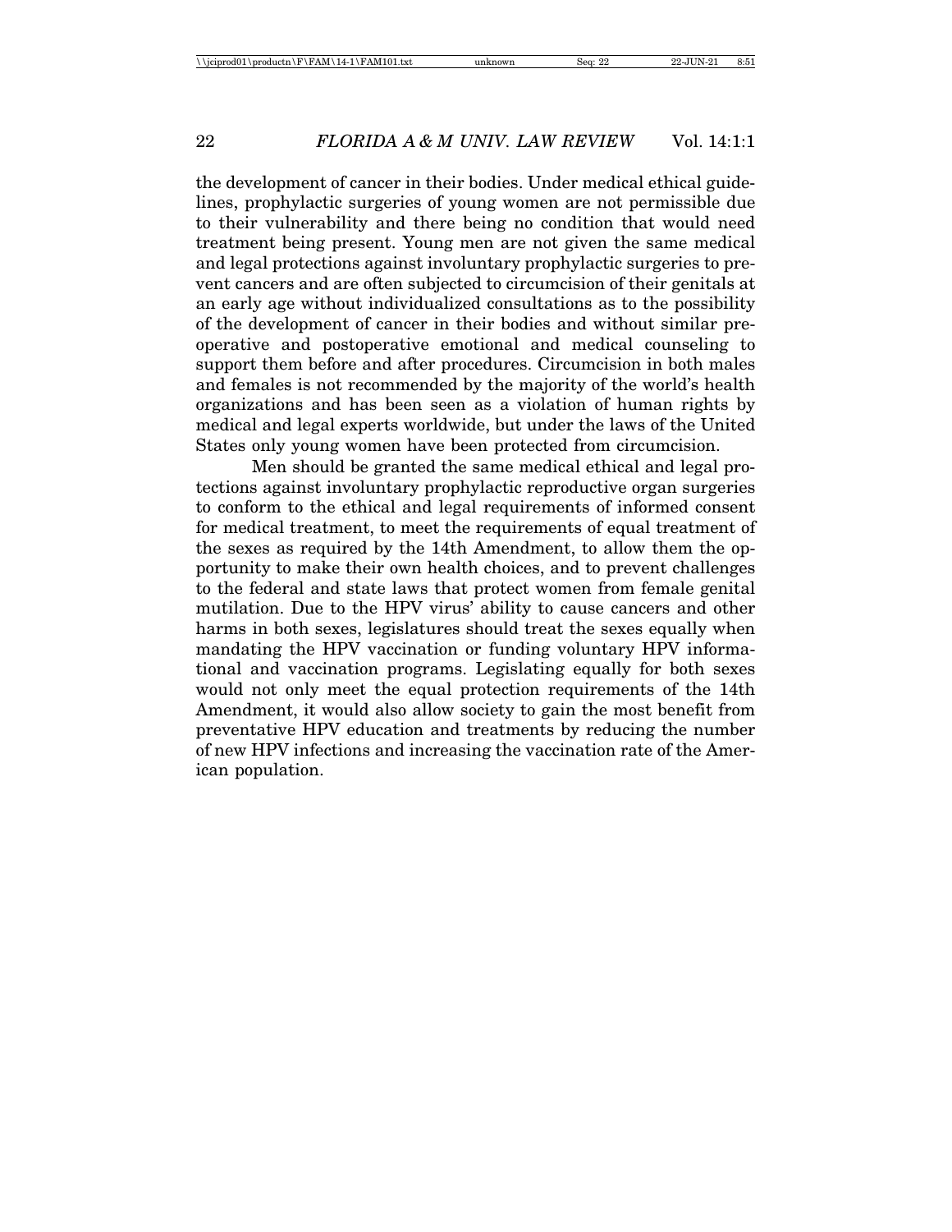the development of cancer in their bodies. Under medical ethical guidelines, prophylactic surgeries of young women are not permissible due to their vulnerability and there being no condition that would need treatment being present. Young men are not given the same medical and legal protections against involuntary prophylactic surgeries to prevent cancers and are often subjected to circumcision of their genitals at an early age without individualized consultations as to the possibility of the development of cancer in their bodies and without similar preoperative and postoperative emotional and medical counseling to support them before and after procedures. Circumcision in both males and females is not recommended by the majority of the world's health organizations and has been seen as a violation of human rights by medical and legal experts worldwide, but under the laws of the United States only young women have been protected from circumcision.

Men should be granted the same medical ethical and legal protections against involuntary prophylactic reproductive organ surgeries to conform to the ethical and legal requirements of informed consent for medical treatment, to meet the requirements of equal treatment of the sexes as required by the 14th Amendment, to allow them the opportunity to make their own health choices, and to prevent challenges to the federal and state laws that protect women from female genital mutilation. Due to the HPV virus' ability to cause cancers and other harms in both sexes, legislatures should treat the sexes equally when mandating the HPV vaccination or funding voluntary HPV informational and vaccination programs. Legislating equally for both sexes would not only meet the equal protection requirements of the 14th Amendment, it would also allow society to gain the most benefit from preventative HPV education and treatments by reducing the number of new HPV infections and increasing the vaccination rate of the American population.